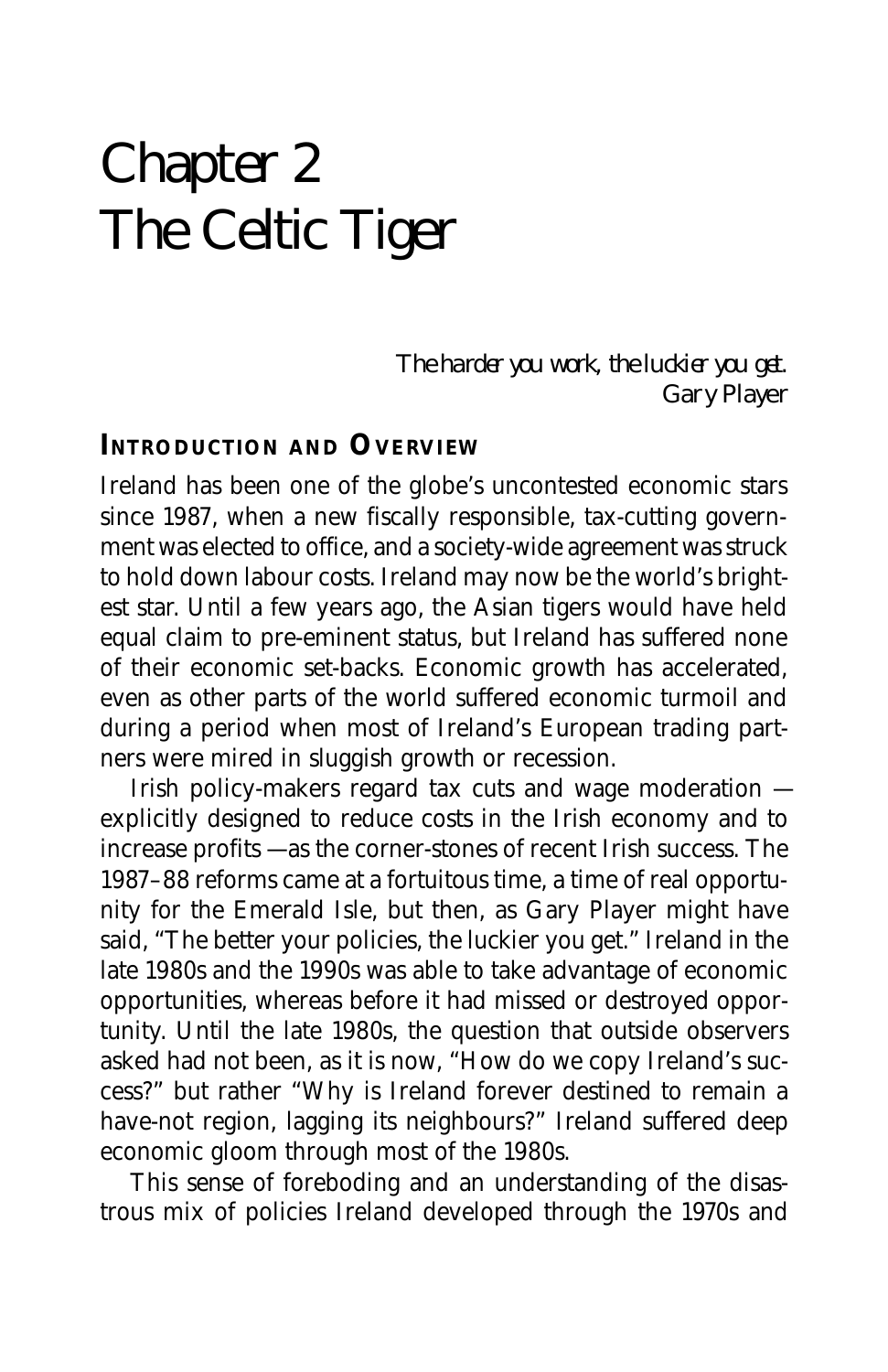# Chapter 2
# The Celtic Tiger

*The harder you work, the luckier you get.*
Gary Player

## INTRODUCTION AND OVERVIEW

Ireland has been one of the globe's uncontested economic stars since 1987, when a new fiscally responsible, tax-cutting government was elected to office, and a society-wide agreement was struck to hold down labour costs. Ireland may now be the world's brightest star. Until a few years ago, the Asian tigers would have held equal claim to pre-eminent status, but Ireland has suffered none of their economic set-backs. Economic growth has accelerated, even as other parts of the world suffered economic turmoil and during a period when most of Ireland's European trading partners were mired in sluggish growth or recession.

Irish policy-makers regard tax cuts and wage moderation — explicitly designed to reduce costs in the Irish economy and to increase profits — as the corner-stones of recent Irish success. The 1987–88 reforms came at a fortuitous time, a time of real opportunity for the Emerald Isle, but then, as Gary Player might have said, "The better your policies, the luckier you get." Ireland in the late 1980s and the 1990s was able to take advantage of economic opportunities, whereas before it had missed or destroyed opportunity. Until the late 1980s, the question that outside observers asked had not been, as it is now, "How do we copy Ireland's success?" but rather "Why is Ireland forever destined to remain a have-not region, lagging its neighbours?" Ireland suffered deep economic gloom through most of the 1980s.

This sense of foreboding and an understanding of the disastrous mix of policies Ireland developed through the 1970s and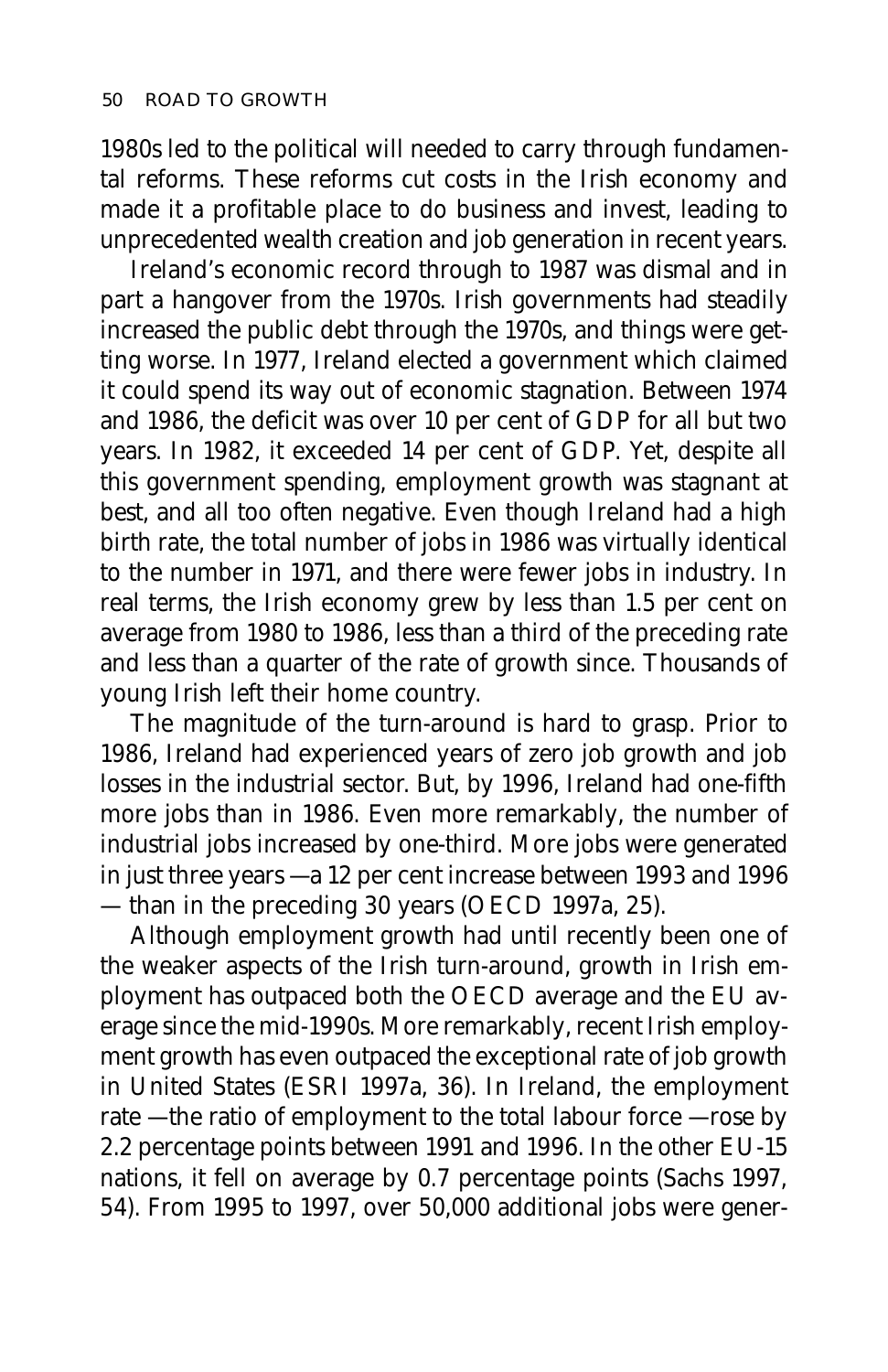1980s led to the political will needed to carry through fundamental reforms. These reforms cut costs in the Irish economy and made it a profitable place to do business and invest, leading to unprecedented wealth creation and job generation in recent years.

Ireland's economic record through to 1987 was dismal and in part a hangover from the 1970s. Irish governments had steadily increased the public debt through the 1970s, and things were getting worse. In 1977, Ireland elected a government which claimed it could spend its way out of economic stagnation. Between 1974 and 1986, the deficit was over 10 per cent of GDP for all but two years. In 1982, it exceeded 14 per cent of GDP. Yet, despite all this government spending, employment growth was stagnant at best, and all too often negative. Even though Ireland had a high birth rate, the total number of jobs in 1986 was virtually identical to the number in 1971, and there were fewer jobs in industry. In real terms, the Irish economy grew by less than 1.5 per cent on average from 1980 to 1986, less than a third of the preceding rate and less than a quarter of the rate of growth since. Thousands of young Irish left their home country.

The magnitude of the turn-around is hard to grasp. Prior to 1986, Ireland had experienced years of zero job growth and job losses in the industrial sector. But, by 1996, Ireland had one-fifth more jobs than in 1986. Even more remarkably, the number of industrial jobs increased by one-third. More jobs were generated in just three years —a 12 per cent increase between 1993 and 1996 — than in the preceding 30 years (OECD 1997a, 25).

Although employment growth had until recently been one of the weaker aspects of the Irish turn-around, growth in Irish employment has outpaced both the OECD average and the EU average since the mid-1990s. More remarkably, recent Irish employment growth has even outpaced the exceptional rate of job growth in United States (ESRI 1997a, 36). In Ireland, the employment rate —the ratio of employment to the total labour force —rose by 2.2 percentage points between 1991 and 1996. In the other EU-15 nations, it fell on average by 0.7 percentage points (Sachs 1997, 54). From 1995 to 1997, over 50,000 additional jobs were gener-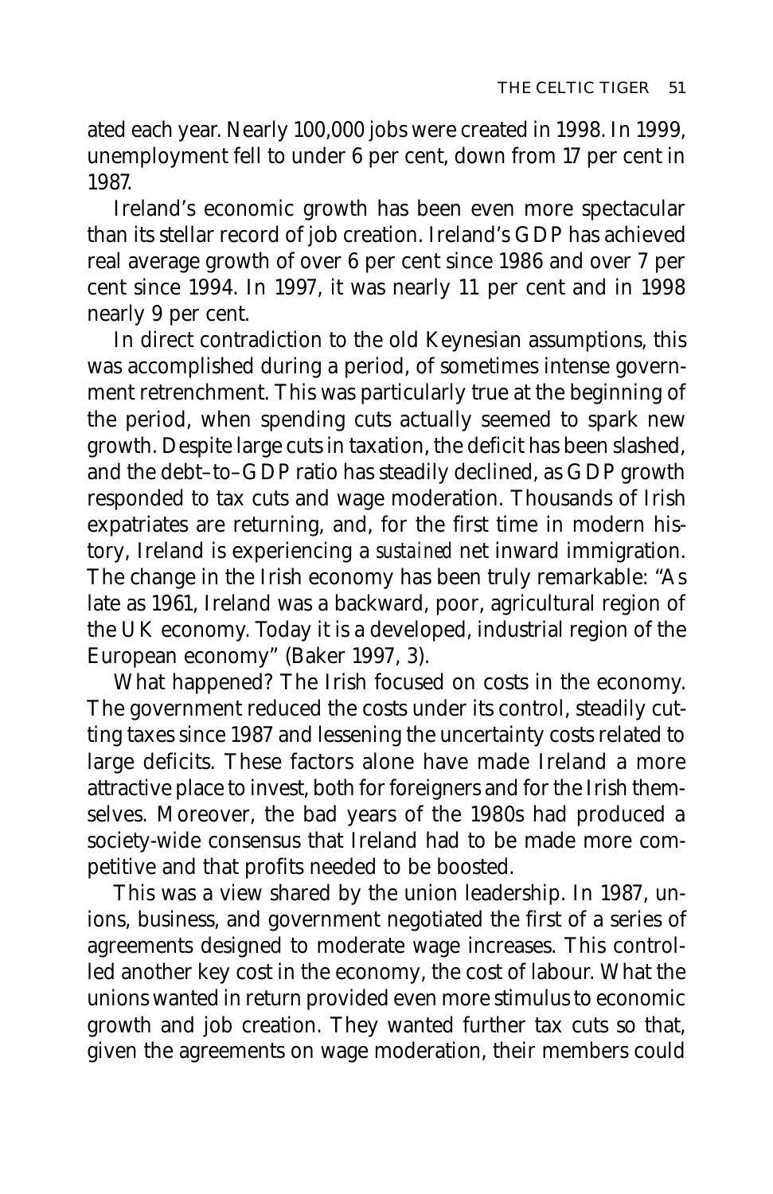ated each year. Nearly 100,000 jobs were created in 1998. In 1999, unemployment fell to under 6 per cent, down from 17 per cent in 1987.

Ireland's economic growth has been even more spectacular than its stellar record of job creation. Ireland's GDP has achieved real average growth of over 6 per cent since 1986 and over 7 per cent since 1994. In 1997, it was nearly 11 per cent and in 1998 nearly 9 per cent.

In direct contradiction to the old Keynesian assumptions, this was accomplished during a period, of sometimes intense government retrenchment. This was particularly true at the beginning of the period, when spending cuts actually seemed to spark new growth. Despite large cuts in taxation, the deficit has been slashed, and the debt–to–GDP ratio has steadily declined, as GDP growth responded to tax cuts and wage moderation. Thousands of Irish expatriates are returning, and, for the first time in modern history, Ireland is experiencing a *sustained* net inward immigration. The change in the Irish economy has been truly remarkable: "As late as 1961, Ireland was a backward, poor, agricultural region of the UK economy. Today it is a developed, industrial region of the European economy" (Baker 1997, 3).

What happened? The Irish focused on costs in the economy. The government reduced the costs under its control, steadily cutting taxes since 1987 and lessening the uncertainty costs related to large deficits. These factors alone have made Ireland a more attractive place to invest, both for foreigners and for the Irish themselves. Moreover, the bad years of the 1980s had produced a society-wide consensus that Ireland had to be made more competitive and that profits needed to be boosted.

This was a view shared by the union leadership. In 1987, unions, business, and government negotiated the first of a series of agreements designed to moderate wage increases. This controlled another key cost in the economy, the cost of labour. What the unions wanted in return provided even more stimulus to economic growth and job creation. They wanted further tax cuts so that, given the agreements on wage moderation, their members could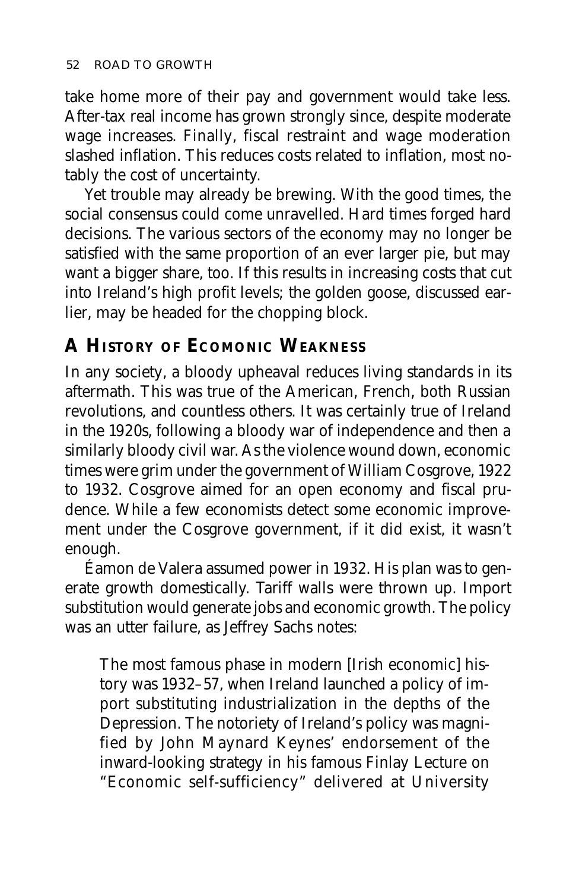take home more of their pay and government would take less. After-tax real income has grown strongly since, despite moderate wage increases. Finally, fiscal restraint and wage moderation slashed inflation. This reduces costs related to inflation, most notably the cost of uncertainty.

Yet trouble may already be brewing. With the good times, the social consensus could come unravelled. Hard times forged hard decisions. The various sectors of the economy may no longer be satisfied with the same proportion of an ever larger pie, but may want a bigger share, too. If this results in increasing costs that cut into Ireland's high profit levels; the golden goose, discussed earlier, may be headed for the chopping block.

## A History of Ecomonic Weakness

In any society, a bloody upheaval reduces living standards in its aftermath. This was true of the American, French, both Russian revolutions, and countless others. It was certainly true of Ireland in the 1920s, following a bloody war of independence and then a similarly bloody civil war. As the violence wound down, economic times were grim under the government of William Cosgrove, 1922 to 1932. Cosgrove aimed for an open economy and fiscal prudence. While a few economists detect some economic improvement under the Cosgrove government, if it did exist, it wasn't enough.

Éamon de Valera assumed power in 1932. His plan was to generate growth domestically. Tariff walls were thrown up. Import substitution would generate jobs and economic growth. The policy was an utter failure, as Jeffrey Sachs notes:

> The most famous phase in modern [Irish economic] history was 1932–57, when Ireland launched a policy of import substituting industrialization in the depths of the Depression. The notoriety of Ireland's policy was magnified by John Maynard Keynes' endorsement of the inward-looking strategy in his famous Finlay Lecture on "Economic self-sufficiency" delivered at University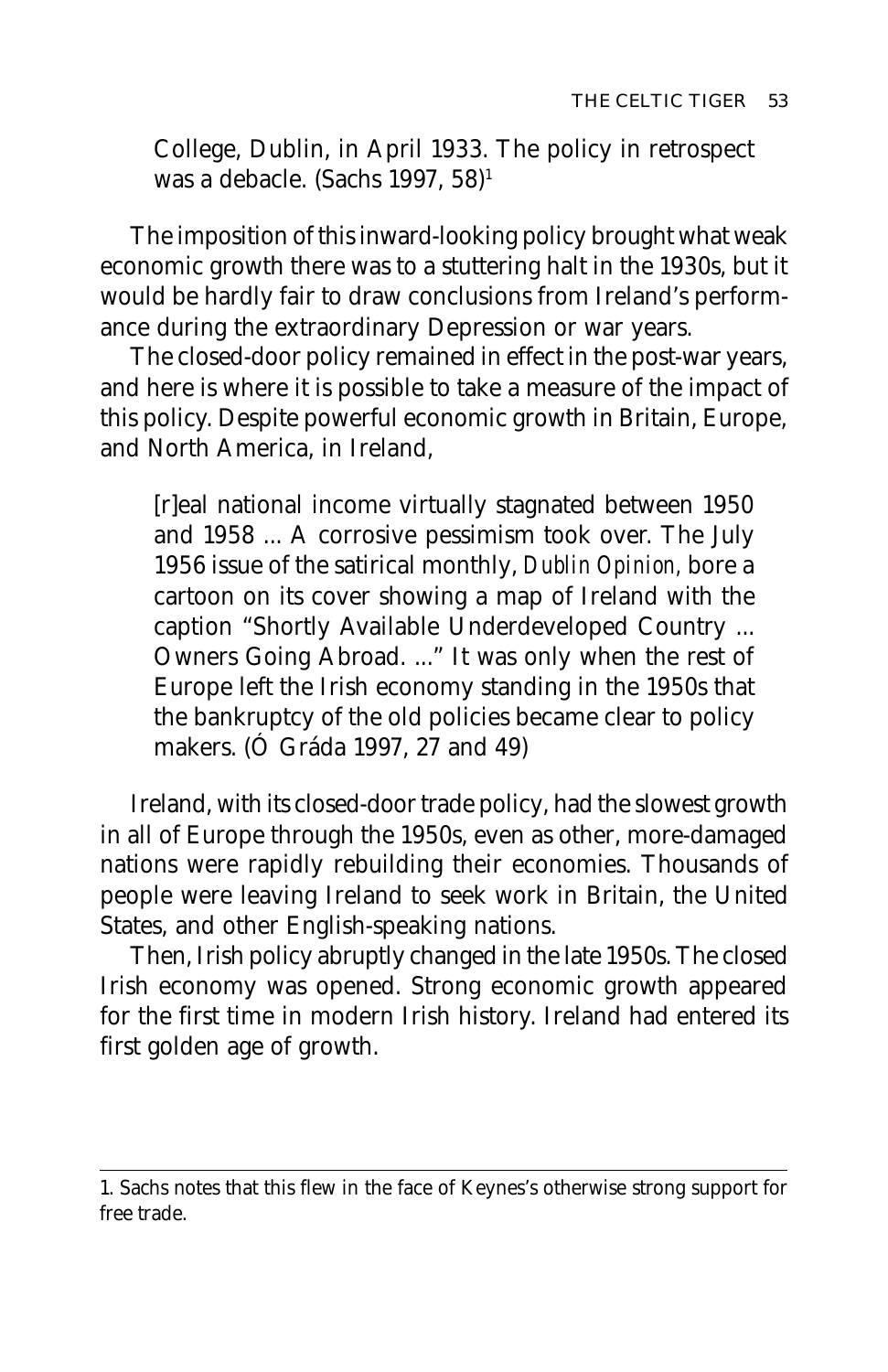> College, Dublin, in April 1933. The policy in retrospect was a debacle. (Sachs 1997, 58)[1]

The imposition of this inward-looking policy brought what weak economic growth there was to a stuttering halt in the 1930s, but it would be hardly fair to draw conclusions from Ireland's performance during the extraordinary Depression or war years.

The closed-door policy remained in effect in the post-war years, and here is where it is possible to take a measure of the impact of this policy. Despite powerful economic growth in Britain, Europe, and North America, in Ireland,

> [r]eal national income virtually stagnated between 1950 and 1958 ... A corrosive pessimism took over. The July 1956 issue of the satirical monthly, *Dublin Opinion,* bore a cartoon on its cover showing a map of Ireland with the caption "Shortly Available Underdeveloped Country ... Owners Going Abroad. ..." It was only when the rest of Europe left the Irish economy standing in the 1950s that the bankruptcy of the old policies became clear to policy makers. (Ó Gráda 1997, 27 and 49)

Ireland, with its closed-door trade policy, had the slowest growth in all of Europe through the 1950s, even as other, more-damaged nations were rapidly rebuilding their economies. Thousands of people were leaving Ireland to seek work in Britain, the United States, and other English-speaking nations.

Then, Irish policy abruptly changed in the late 1950s. The closed Irish economy was opened. Strong economic growth appeared for the first time in modern Irish history. Ireland had entered its first golden age of growth.

---

1. Sachs notes that this flew in the face of Keynes's otherwise strong support for free trade.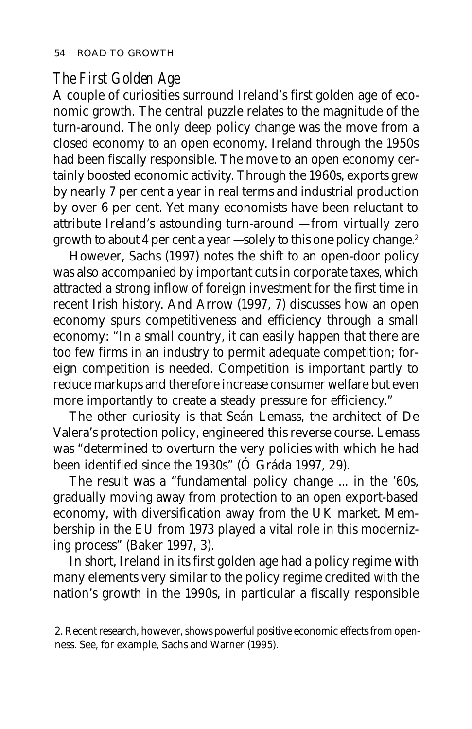## *The First Golden Age*

A couple of curiosities surround Ireland's first golden age of economic growth. The central puzzle relates to the magnitude of the turn-around. The only deep policy change was the move from a closed economy to an open economy. Ireland through the 1950s had been fiscally responsible. The move to an open economy certainly boosted economic activity. Through the 1960s, exports grew by nearly 7 per cent a year in real terms and industrial production by over 6 per cent. Yet many economists have been reluctant to attribute Ireland's astounding turn-around — from virtually zero growth to about 4 per cent a year — solely to this one policy change.[2]

However, Sachs (1997) notes the shift to an open-door policy was also accompanied by important cuts in corporate taxes, which attracted a strong inflow of foreign investment for the first time in recent Irish history. And Arrow (1997, 7) discusses how an open economy spurs competitiveness and efficiency through a small economy: "In a small country, it can easily happen that there are too few firms in an industry to permit adequate competition; foreign competition is needed. Competition is important partly to reduce markups and therefore increase consumer welfare but even more importantly to create a steady pressure for efficiency."

The other curiosity is that Seán Lemass, the architect of De Valera's protection policy, engineered this reverse course. Lemass was "determined to overturn the very policies with which he had been identified since the 1930s" (Ó Gráda 1997, 29).

The result was a "fundamental policy change ... in the '60s, gradually moving away from protection to an open export-based economy, with diversification away from the UK market. Membership in the EU from 1973 played a vital role in this modernizing process" (Baker 1997, 3).

In short, Ireland in its first golden age had a policy regime with many elements very similar to the policy regime credited with the nation's growth in the 1990s, in particular a fiscally responsible

---

2. Recent research, however, shows powerful positive economic effects from openness. See, for example, Sachs and Warner (1995).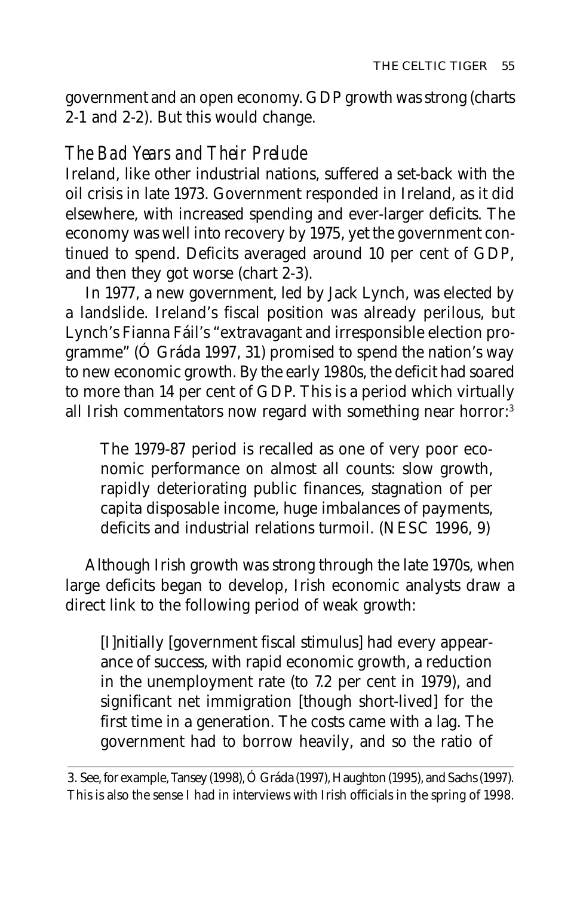government and an open economy. GDP growth was strong (charts 2-1 and 2-2). But this would change.

### *The Bad Years and Their Prelude*

Ireland, like other industrial nations, suffered a set-back with the oil crisis in late 1973. Government responded in Ireland, as it did elsewhere, with increased spending and ever-larger deficits. The economy was well into recovery by 1975, yet the government continued to spend. Deficits averaged around 10 per cent of GDP, and then they got worse (chart 2-3).

In 1977, a new government, led by Jack Lynch, was elected by a landslide. Ireland's fiscal position was already perilous, but Lynch's Fianna Fáil's "extravagant and irresponsible election programme" (Ó Gráda 1997, 31) promised to spend the nation's way to new economic growth. By the early 1980s, the deficit had soared to more than 14 per cent of GDP. This is a period which virtually all Irish commentators now regard with something near horror:[3]

> The 1979-87 period is recalled as one of very poor economic performance on almost all counts: slow growth, rapidly deteriorating public finances, stagnation of per capita disposable income, huge imbalances of payments, deficits and industrial relations turmoil. (NESC 1996, 9)

Although Irish growth was strong through the late 1970s, when large deficits began to develop, Irish economic analysts draw a direct link to the following period of weak growth:

> [I]nitially [government fiscal stimulus] had every appearance of success, with rapid economic growth, a reduction in the unemployment rate (to 7.2 per cent in 1979), and significant net immigration [though short-lived] for the first time in a generation. The costs came with a lag. The government had to borrow heavily, and so the ratio of

---

3. See, for example, Tansey (1998), Ó Gráda (1997), Haughton (1995), and Sachs (1997). This is also the sense I had in interviews with Irish officials in the spring of 1998.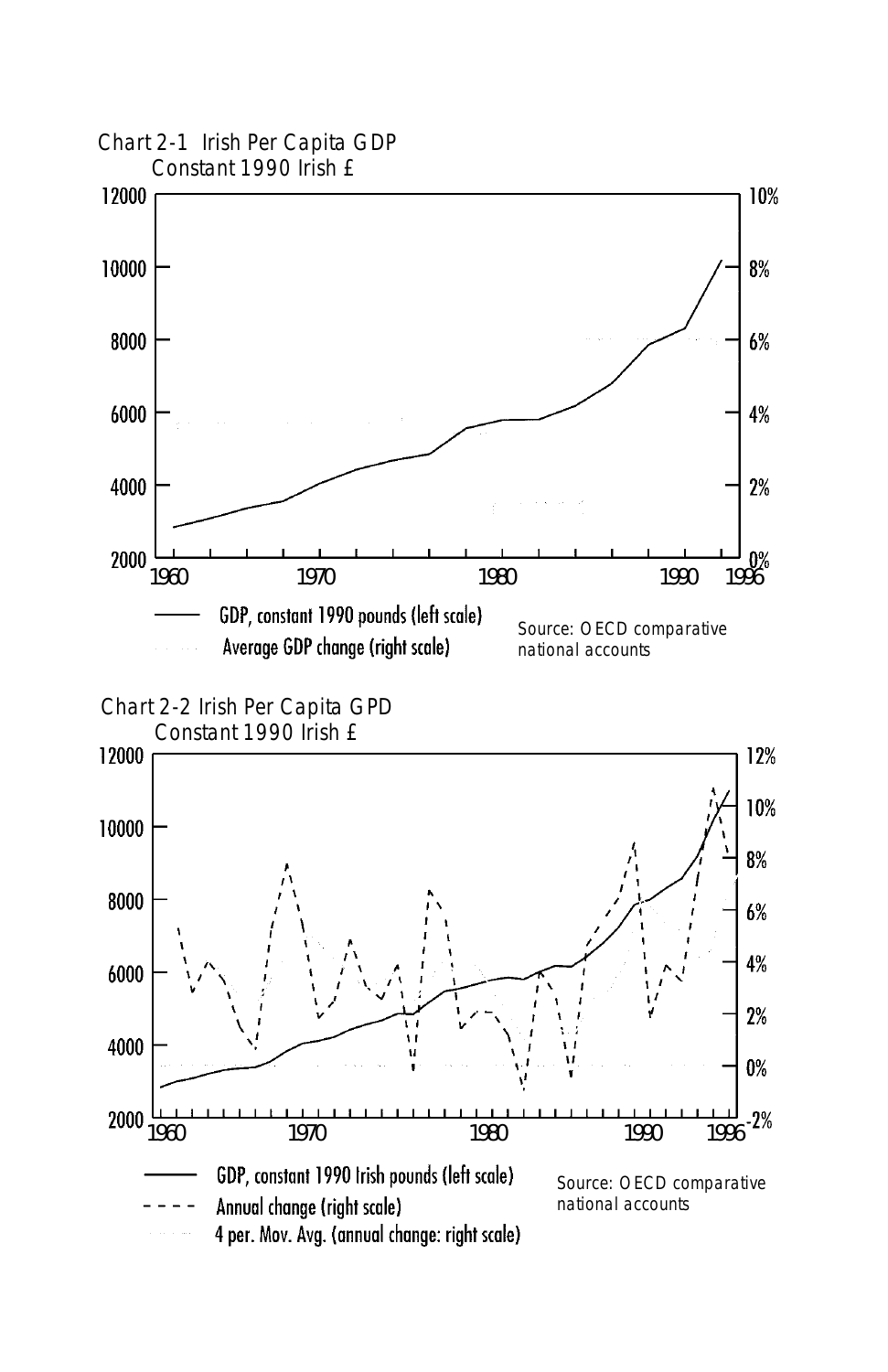Chart 2-1 Irish Per Capita GDP
Constant 1990 Irish £

GDP, constant 1990 pounds (left scale)
Average GDP change (right scale)

Source: OECD comparative national accounts

Chart 2-2 Irish Per Capita GPD
Constant 1990 Irish £

GDP, constant 1990 Irish pounds (left scale)
Annual change (right scale)
4 per. Mov. Avg. (annual change: right scale)

Source: OECD comparative national accounts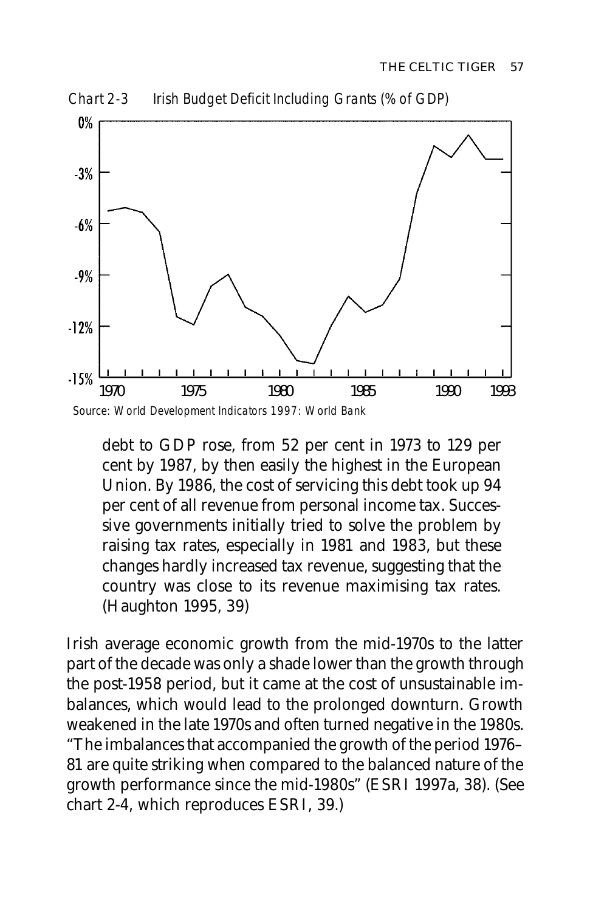*Chart 2-3 Irish Budget Deficit Including Grants (% of GDP)*

*Source: World Development Indicators 1997: World Bank*

> debt to GDP rose, from 52 per cent in 1973 to 129 per cent by 1987, by then easily the highest in the European Union. By 1986, the cost of servicing this debt took up 94 per cent of all revenue from personal income tax. Successive governments initially tried to solve the problem by raising tax rates, especially in 1981 and 1983, but these changes hardly increased tax revenue, suggesting that the country was close to its revenue maximising tax rates. (Haughton 1995, 39)

Irish average economic growth from the mid-1970s to the latter part of the decade was only a shade lower than the growth through the post-1958 period, but it came at the cost of unsustainable imbalances, which would lead to the prolonged downturn. Growth weakened in the late 1970s and often turned negative in the 1980s. "The imbalances that accompanied the growth of the period 1976–81 are quite striking when compared to the balanced nature of the growth performance since the mid-1980s" (ESRI 1997a, 38). (See chart 2-4, which reproduces ESRI, 39.)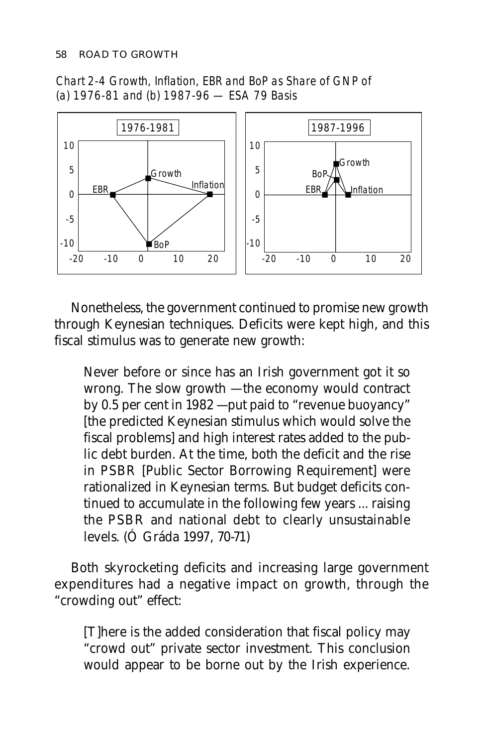*Chart 2-4 Growth, Inflation, EBR and BoP as Share of GNP of (a) 1976-81 and (b) 1987-96 — ESA 79 Basis*

Nonetheless, the government continued to promise new growth through Keynesian techniques. Deficits were kept high, and this fiscal stimulus was to generate new growth:

> Never before or since has an Irish government got it so wrong. The slow growth —the economy would contract by 0.5 per cent in 1982 —put paid to "revenue buoyancy" [the predicted Keynesian stimulus which would solve the fiscal problems] and high interest rates added to the public debt burden. At the time, both the deficit and the rise in PSBR [Public Sector Borrowing Requirement] were rationalized in Keynesian terms. But budget deficits continued to accumulate in the following few years ... raising the PSBR and national debt to clearly unsustainable levels. (Ó Gráda 1997, 70-71)

Both skyrocketing deficits and increasing large government expenditures had a negative impact on growth, through the "crowding out" effect:

> [T]here is the added consideration that fiscal policy may "crowd out" private sector investment. This conclusion would appear to be borne out by the Irish experience.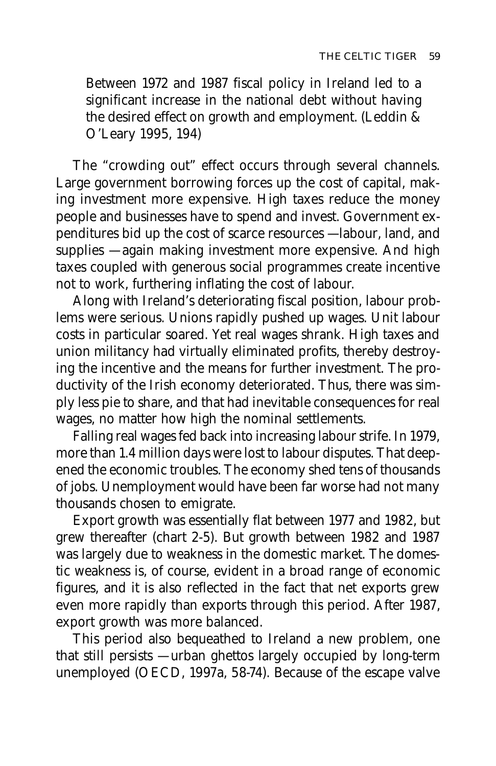> Between 1972 and 1987 fiscal policy in Ireland led to a significant increase in the national debt without having the desired effect on growth and employment. (Leddin & O'Leary 1995, 194)

The "crowding out" effect occurs through several channels. Large government borrowing forces up the cost of capital, making investment more expensive. High taxes reduce the money people and businesses have to spend and invest. Government expenditures bid up the cost of scarce resources —labour, land, and supplies —again making investment more expensive. And high taxes coupled with generous social programmes create incentive not to work, furthering inflating the cost of labour.

Along with Ireland's deteriorating fiscal position, labour problems were serious. Unions rapidly pushed up wages. Unit labour costs in particular soared. Yet real wages shrank. High taxes and union militancy had virtually eliminated profits, thereby destroying the incentive and the means for further investment. The productivity of the Irish economy deteriorated. Thus, there was simply less pie to share, and that had inevitable consequences for real wages, no matter how high the nominal settlements.

Falling real wages fed back into increasing labour strife. In 1979, more than 1.4 million days were lost to labour disputes. That deepened the economic troubles. The economy shed tens of thousands of jobs. Unemployment would have been far worse had not many thousands chosen to emigrate.

Export growth was essentially flat between 1977 and 1982, but grew thereafter (chart 2-5). But growth between 1982 and 1987 was largely due to weakness in the domestic market. The domestic weakness is, of course, evident in a broad range of economic figures, and it is also reflected in the fact that net exports grew even more rapidly than exports through this period. After 1987, export growth was more balanced.

This period also bequeathed to Ireland a new problem, one that still persists —urban ghettos largely occupied by long-term unemployed (OECD, 1997a, 58-74). Because of the escape valve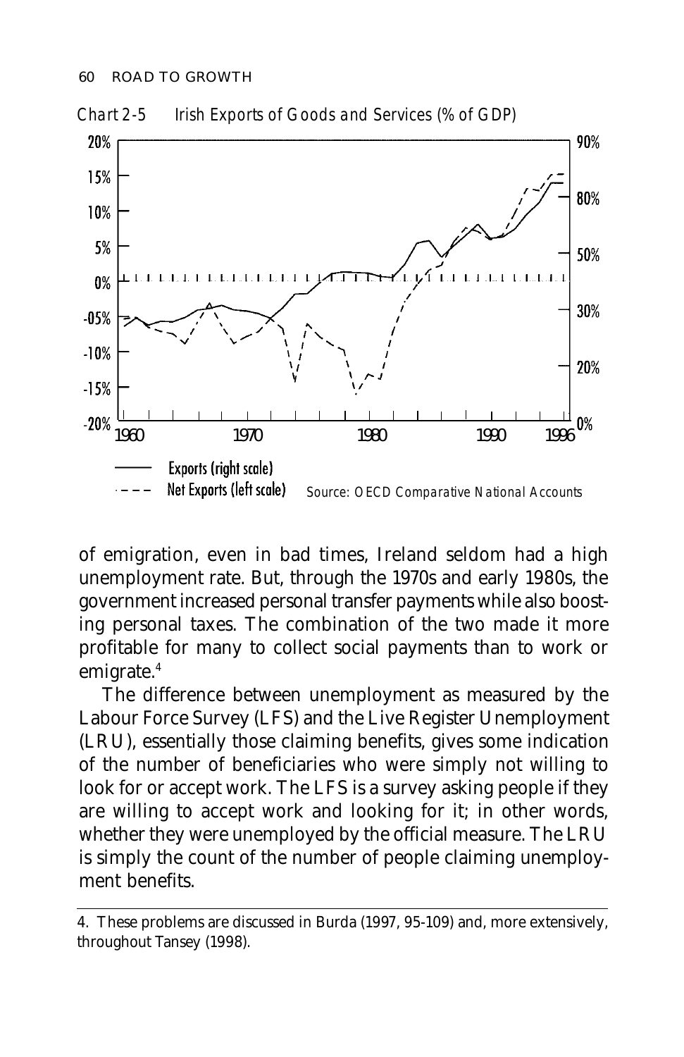*Chart 2-5 Irish Exports of Goods and Services (% of GDP)*

Source: OECD Comparative National Accounts

of emigration, even in bad times, Ireland seldom had a high unemployment rate. But, through the 1970s and early 1980s, the government increased personal transfer payments while also boosting personal taxes. The combination of the two made it more profitable for many to collect social payments than to work or emigrate.[4]

The difference between unemployment as measured by the Labour Force Survey (LFS) and the Live Register Unemployment (LRU), essentially those claiming benefits, gives some indication of the number of beneficiaries who were simply not willing to look for or accept work. The LFS is a survey asking people if they are willing to accept work and looking for it; in other words, whether they were unemployed by the official measure. The LRU is simply the count of the number of people claiming unemployment benefits.

---

4. These problems are discussed in Burda (1997, 95-109) and, more extensively, throughout Tansey (1998).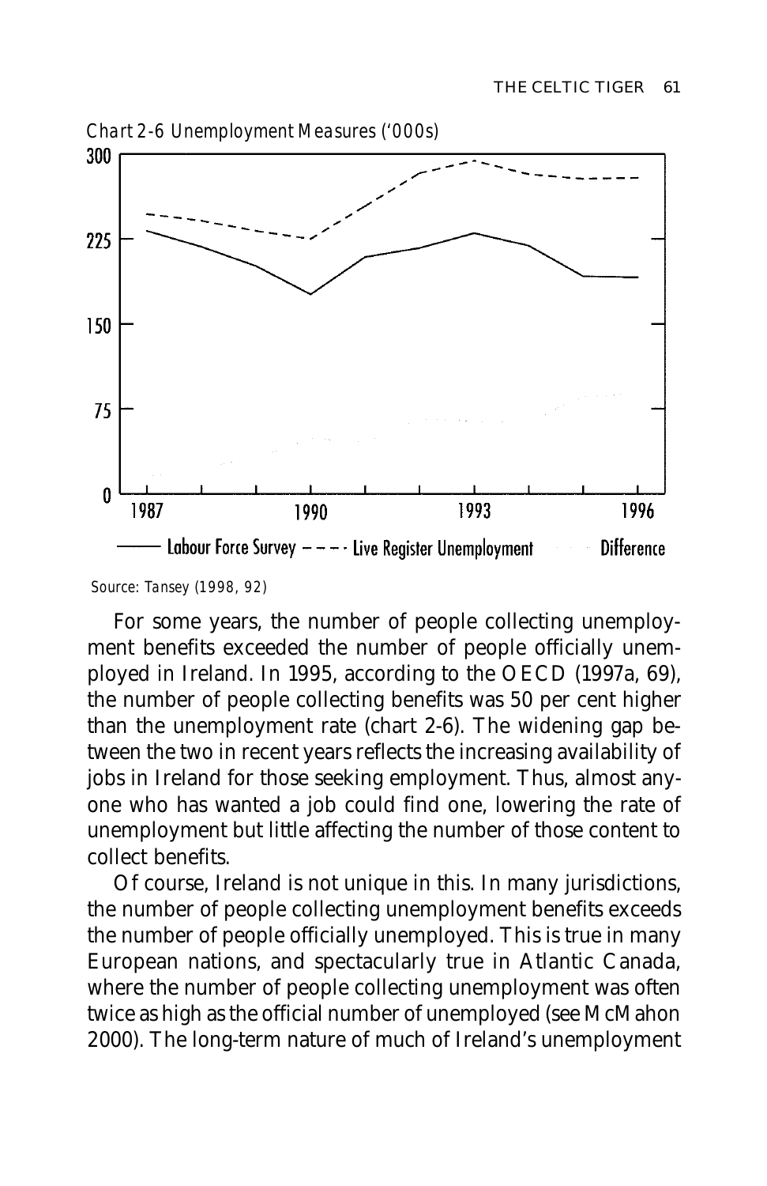*Chart 2-6 Unemployment Measures ('000s)*

Source: Tansey (1998, 92)

For some years, the number of people collecting unemployment benefits exceeded the number of people officially unemployed in Ireland. In 1995, according to the OECD (1997a, 69), the number of people collecting benefits was 50 per cent higher than the unemployment rate (chart 2-6). The widening gap between the two in recent years reflects the increasing availability of jobs in Ireland for those seeking employment. Thus, almost anyone who has wanted a job could find one, lowering the rate of unemployment but little affecting the number of those content to collect benefits.

Of course, Ireland is not unique in this. In many jurisdictions, the number of people collecting unemployment benefits exceeds the number of people officially unemployed. This is true in many European nations, and spectacularly true in Atlantic Canada, where the number of people collecting unemployment was often twice as high as the official number of unemployed (see McMahon 2000). The long-term nature of much of Ireland's unemployment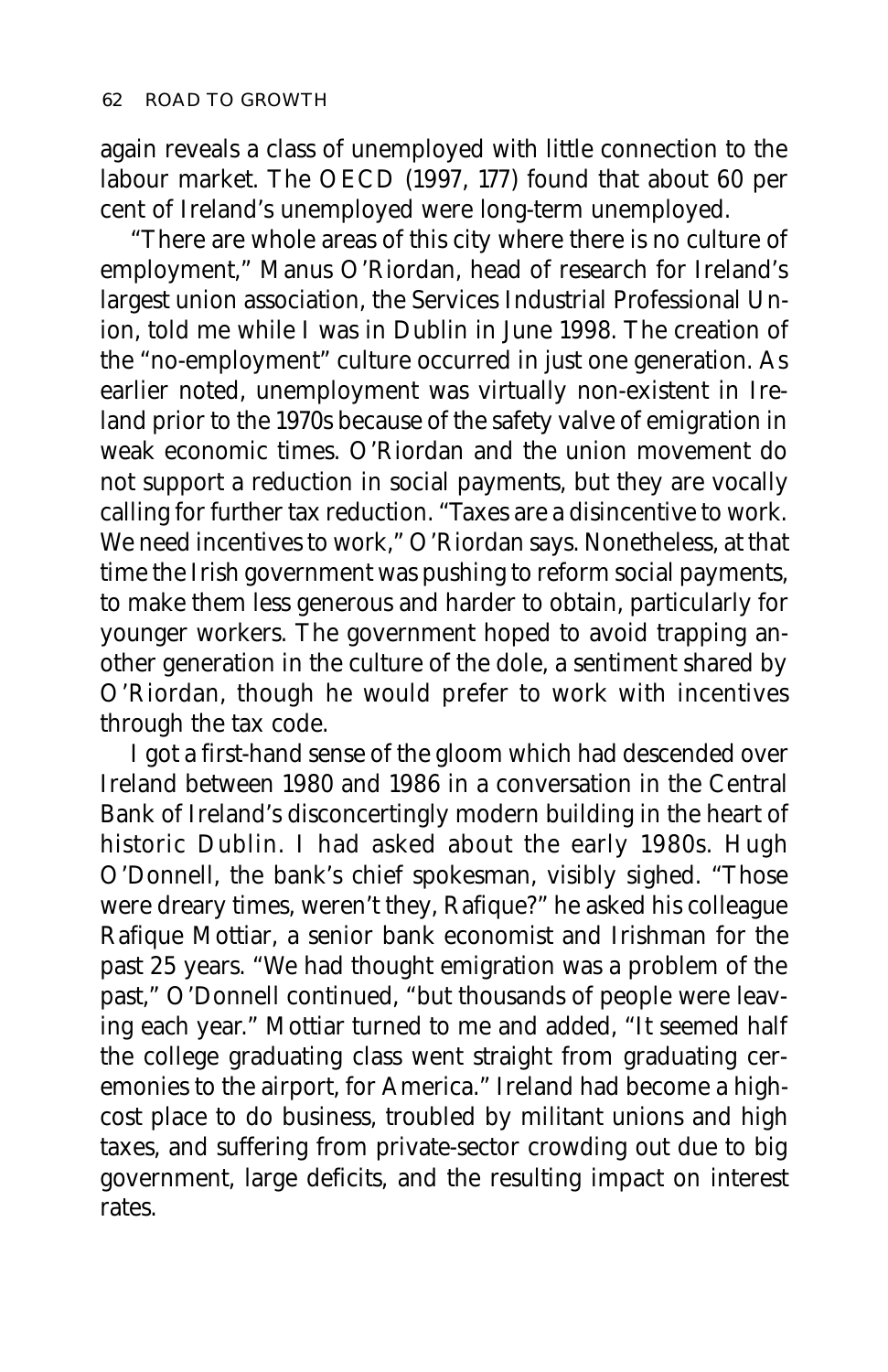again reveals a class of unemployed with little connection to the labour market. The OECD (1997, 177) found that about 60 per cent of Ireland's unemployed were long-term unemployed.

"There are whole areas of this city where there is no culture of employment," Manus O'Riordan, head of research for Ireland's largest union association, the Services Industrial Professional Union, told me while I was in Dublin in June 1998. The creation of the "no-employment" culture occurred in just one generation. As earlier noted, unemployment was virtually non-existent in Ireland prior to the 1970s because of the safety valve of emigration in weak economic times. O'Riordan and the union movement do not support a reduction in social payments, but they are vocally calling for further tax reduction. "Taxes are a disincentive to work. We need incentives to work," O'Riordan says. Nonetheless, at that time the Irish government was pushing to reform social payments, to make them less generous and harder to obtain, particularly for younger workers. The government hoped to avoid trapping another generation in the culture of the dole, a sentiment shared by O'Riordan, though he would prefer to work with incentives through the tax code.

I got a first-hand sense of the gloom which had descended over Ireland between 1980 and 1986 in a conversation in the Central Bank of Ireland's disconcertingly modern building in the heart of historic Dublin. I had asked about the early 1980s. Hugh O'Donnell, the bank's chief spokesman, visibly sighed. "Those were dreary times, weren't they, Rafique?" he asked his colleague Rafique Mottiar, a senior bank economist and Irishman for the past 25 years. "We had thought emigration was a problem of the past," O'Donnell continued, "but thousands of people were leaving each year." Mottiar turned to me and added, "It seemed half the college graduating class went straight from graduating ceremonies to the airport, for America." Ireland had become a high-cost place to do business, troubled by militant unions and high taxes, and suffering from private-sector crowding out due to big government, large deficits, and the resulting impact on interest rates.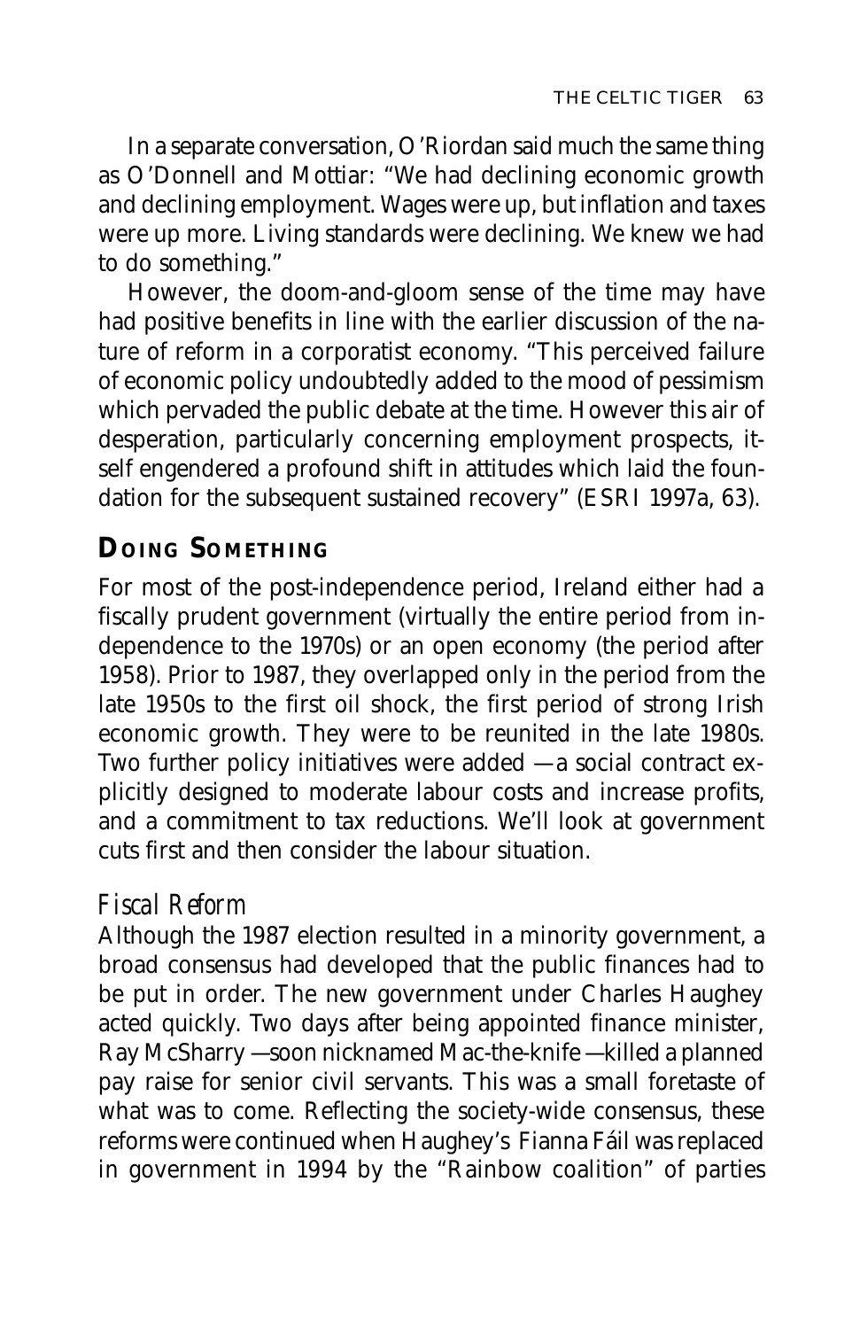In a separate conversation, O'Riordan said much the same thing as O'Donnell and Mottiar: "We had declining economic growth and declining employment. Wages were up, but inflation and taxes were up more. Living standards were declining. We knew we had to do something."

However, the doom-and-gloom sense of the time may have had positive benefits in line with the earlier discussion of the nature of reform in a corporatist economy. "This perceived failure of economic policy undoubtedly added to the mood of pessimism which pervaded the public debate at the time. However this air of desperation, particularly concerning employment prospects, itself engendered a profound shift in attitudes which laid the foundation for the subsequent sustained recovery" (ESRI 1997a, 63).

## DOING SOMETHING

For most of the post-independence period, Ireland either had a fiscally prudent government (virtually the entire period from independence to the 1970s) or an open economy (the period after 1958). Prior to 1987, they overlapped only in the period from the late 1950s to the first oil shock, the first period of strong Irish economic growth. They were to be reunited in the late 1980s. Two further policy initiatives were added — a social contract explicitly designed to moderate labour costs and increase profits, and a commitment to tax reductions. We'll look at government cuts first and then consider the labour situation.

### *Fiscal Reform*

Although the 1987 election resulted in a minority government, a broad consensus had developed that the public finances had to be put in order. The new government under Charles Haughey acted quickly. Two days after being appointed finance minister, Ray McSharry — soon nicknamed Mac-the-knife — killed a planned pay raise for senior civil servants. This was a small foretaste of what was to come. Reflecting the society-wide consensus, these reforms were continued when Haughey's Fianna Fáil was replaced in government in 1994 by the "Rainbow coalition" of parties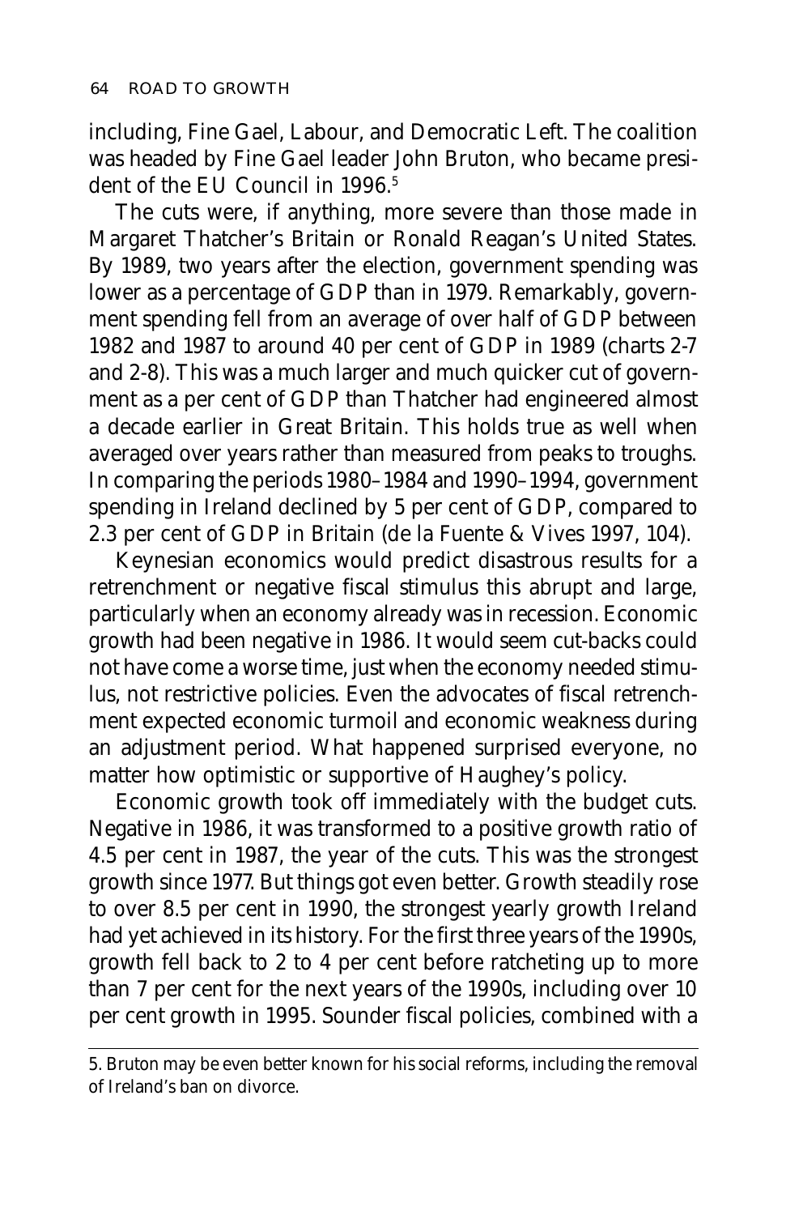including, Fine Gael, Labour, and Democratic Left. The coalition was headed by Fine Gael leader John Bruton, who became president of the EU Council in 1996.[5]

The cuts were, if anything, more severe than those made in Margaret Thatcher's Britain or Ronald Reagan's United States. By 1989, two years after the election, government spending was lower as a percentage of GDP than in 1979. Remarkably, government spending fell from an average of over half of GDP between 1982 and 1987 to around 40 per cent of GDP in 1989 (charts 2-7 and 2-8). This was a much larger and much quicker cut of government as a per cent of GDP than Thatcher had engineered almost a decade earlier in Great Britain. This holds true as well when averaged over years rather than measured from peaks to troughs. In comparing the periods 1980–1984 and 1990–1994, government spending in Ireland declined by 5 per cent of GDP, compared to 2.3 per cent of GDP in Britain (de la Fuente & Vives 1997, 104).

Keynesian economics would predict disastrous results for a retrenchment or negative fiscal stimulus this abrupt and large, particularly when an economy already was in recession. Economic growth had been negative in 1986. It would seem cut-backs could not have come a worse time, just when the economy needed stimulus, not restrictive policies. Even the advocates of fiscal retrenchment expected economic turmoil and economic weakness during an adjustment period. What happened surprised everyone, no matter how optimistic or supportive of Haughey's policy.

Economic growth took off immediately with the budget cuts. Negative in 1986, it was transformed to a positive growth ratio of 4.5 per cent in 1987, the year of the cuts. This was the strongest growth since 1977. But things got even better. Growth steadily rose to over 8.5 per cent in 1990, the strongest yearly growth Ireland had yet achieved in its history. For the first three years of the 1990s, growth fell back to 2 to 4 per cent before ratcheting up to more than 7 per cent for the next years of the 1990s, including over 10 per cent growth in 1995. Sounder fiscal policies, combined with a

---

5. Bruton may be even better known for his social reforms, including the removal of Ireland's ban on divorce.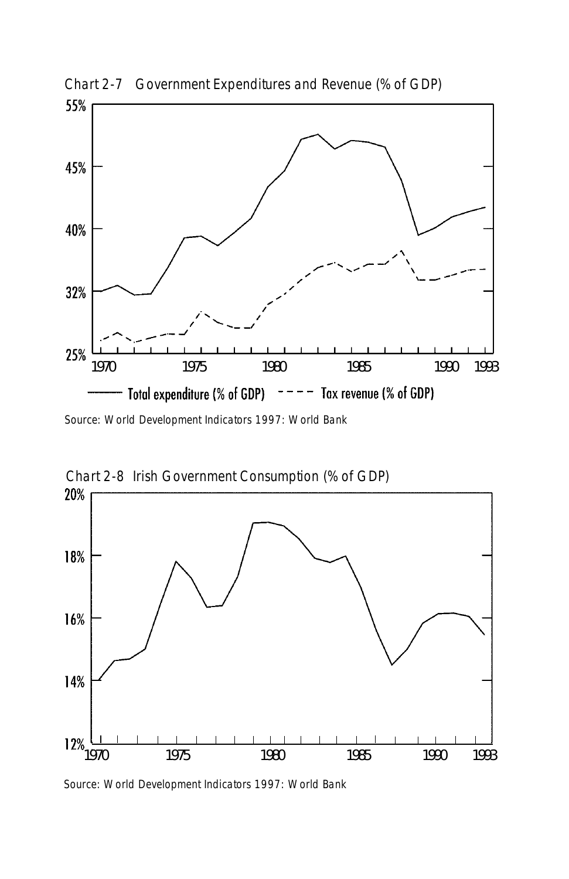Chart 2-7 Government Expenditures and Revenue (% of GDP)

Source: World Development Indicators 1997: World Bank

Chart 2-8 Irish Government Consumption (% of GDP)

Source: World Development Indicators 1997: World Bank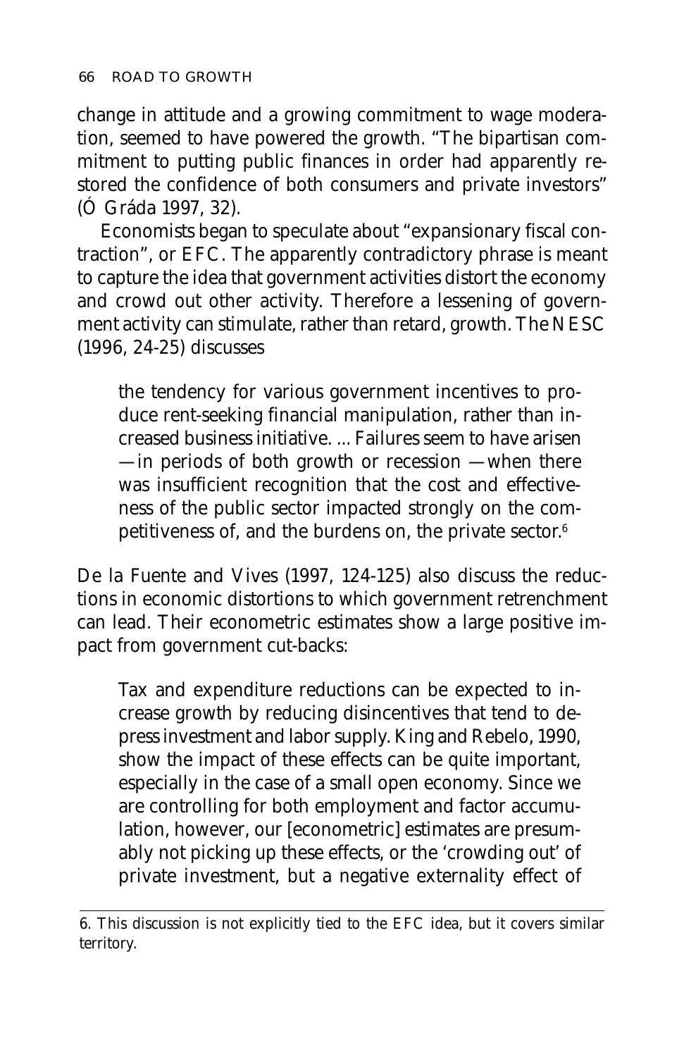change in attitude and a growing commitment to wage moderation, seemed to have powered the growth. "The bipartisan commitment to putting public finances in order had apparently restored the confidence of both consumers and private investors" (Ó Gráda 1997, 32).

Economists began to speculate about "expansionary fiscal contraction", or EFC. The apparently contradictory phrase is meant to capture the idea that government activities distort the economy and crowd out other activity. Therefore a lessening of government activity can stimulate, rather than retard, growth. The NESC (1996, 24-25) discusses

> the tendency for various government incentives to produce rent-seeking financial manipulation, rather than increased business initiative. ... Failures seem to have arisen —in periods of both growth or recession —when there was insufficient recognition that the cost and effectiveness of the public sector impacted strongly on the competitiveness of, and the burdens on, the private sector.[6]

De la Fuente and Vives (1997, 124-125) also discuss the reductions in economic distortions to which government retrenchment can lead. Their econometric estimates show a large positive impact from government cut-backs:

> Tax and expenditure reductions can be expected to increase growth by reducing disincentives that tend to depress investment and labor supply. King and Rebelo, 1990, show the impact of these effects can be quite important, especially in the case of a small open economy. Since we are controlling for both employment and factor accumulation, however, our [econometric] estimates are presumably not picking up these effects, or the 'crowding out' of private investment, but a negative externality effect of

6. This discussion is not explicitly tied to the EFC idea, but it covers similar territory.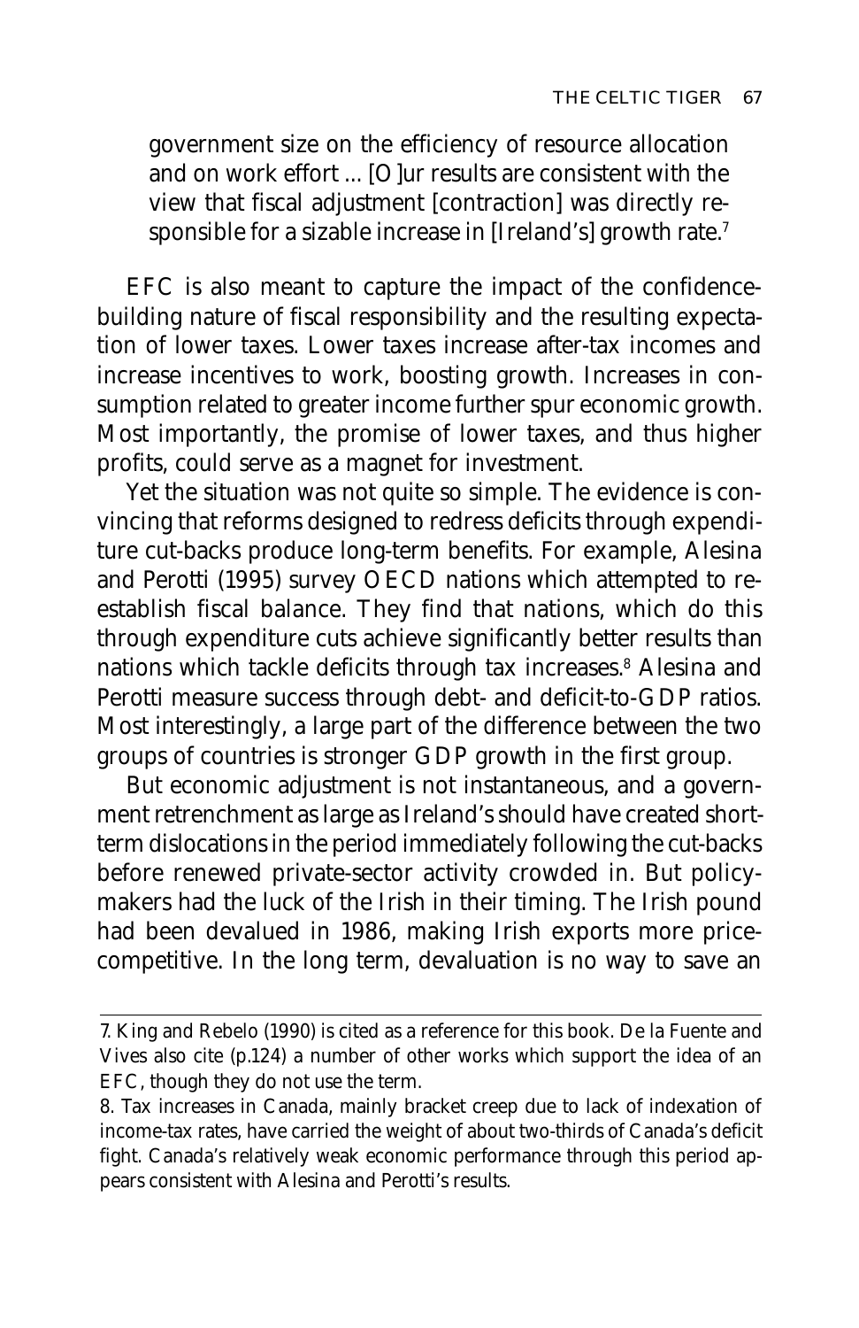government size on the efficiency of resource allocation and on work effort ... [O]ur results are consistent with the view that fiscal adjustment [contraction] was directly responsible for a sizable increase in [Ireland's] growth rate.[7]

EFC is also meant to capture the impact of the confidence-building nature of fiscal responsibility and the resulting expectation of lower taxes. Lower taxes increase after-tax incomes and increase incentives to work, boosting growth. Increases in consumption related to greater income further spur economic growth. Most importantly, the promise of lower taxes, and thus higher profits, could serve as a magnet for investment.

Yet the situation was not quite so simple. The evidence is convincing that reforms designed to redress deficits through expenditure cut-backs produce long-term benefits. For example, Alesina and Perotti (1995) survey OECD nations which attempted to re-establish fiscal balance. They find that nations, which do this through expenditure cuts achieve significantly better results than nations which tackle deficits through tax increases.[8] Alesina and Perotti measure success through debt- and deficit-to-GDP ratios. Most interestingly, a large part of the difference between the two groups of countries is stronger GDP growth in the first group.

But economic adjustment is not instantaneous, and a government retrenchment as large as Ireland's should have created short-term dislocations in the period immediately following the cut-backs before renewed private-sector activity crowded in. But policy-makers had the luck of the Irish in their timing. The Irish pound had been devalued in 1986, making Irish exports more price-competitive. In the long term, devaluation is no way to save an

7. King and Rebelo (1990) is cited as a reference for this book. De la Fuente and Vives also cite (p.124) a number of other works which support the idea of an EFC, though they do not use the term.

8. Tax increases in Canada, mainly bracket creep due to lack of indexation of income-tax rates, have carried the weight of about two-thirds of Canada's deficit fight. Canada's relatively weak economic performance through this period appears consistent with Alesina and Perotti's results.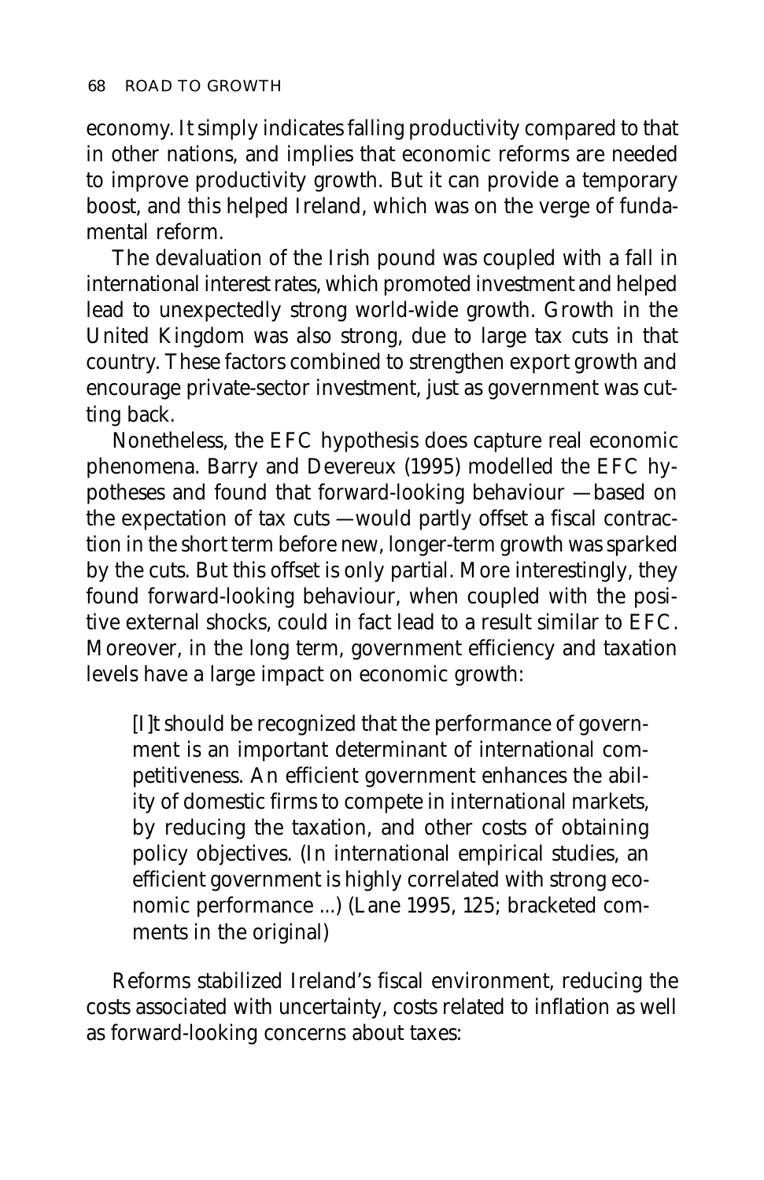economy. It simply indicates falling productivity compared to that in other nations, and implies that economic reforms are needed to improve productivity growth. But it can provide a temporary boost, and this helped Ireland, which was on the verge of fundamental reform.

The devaluation of the Irish pound was coupled with a fall in international interest rates, which promoted investment and helped lead to unexpectedly strong world-wide growth. Growth in the United Kingdom was also strong, due to large tax cuts in that country. These factors combined to strengthen export growth and encourage private-sector investment, just as government was cutting back.

Nonetheless, the EFC hypothesis does capture real economic phenomena. Barry and Devereux (1995) modelled the EFC hypotheses and found that forward-looking behaviour —based on the expectation of tax cuts —would partly offset a fiscal contraction in the short term before new, longer-term growth was sparked by the cuts. But this offset is only partial. More interestingly, they found forward-looking behaviour, when coupled with the positive external shocks, could in fact lead to a result similar to EFC. Moreover, in the long term, government efficiency and taxation levels have a large impact on economic growth:

> [I]t should be recognized that the performance of government is an important determinant of international competitiveness. An efficient government enhances the ability of domestic firms to compete in international markets, by reducing the taxation, and other costs of obtaining policy objectives. (In international empirical studies, an efficient government is highly correlated with strong economic performance ...) (Lane 1995, 125; bracketed comments in the original)

Reforms stabilized Ireland's fiscal environment, reducing the costs associated with uncertainty, costs related to inflation as well as forward-looking concerns about taxes: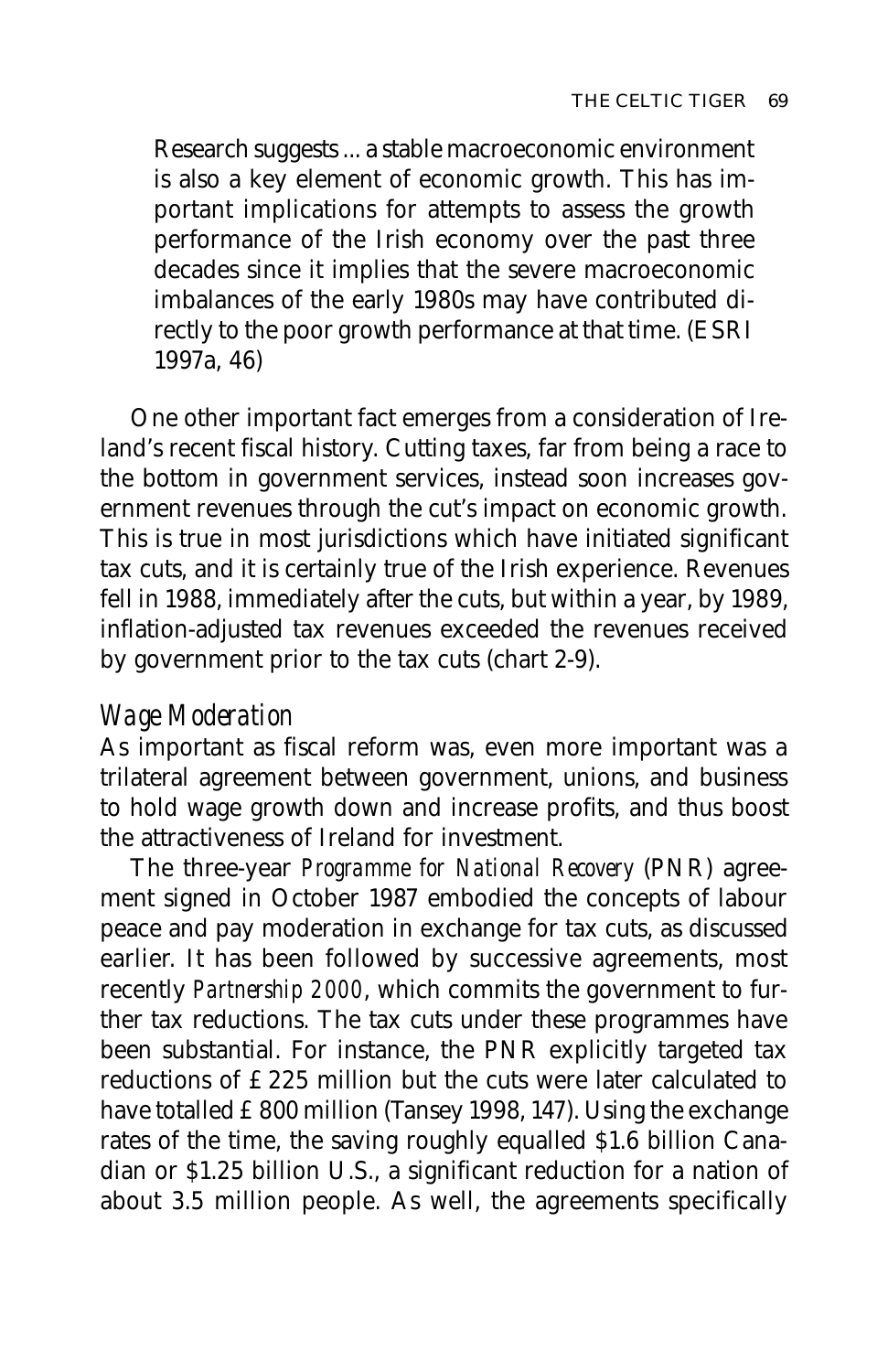> Research suggests ... a stable macroeconomic environment is also a key element of economic growth. This has important implications for attempts to assess the growth performance of the Irish economy over the past three decades since it implies that the severe macroeconomic imbalances of the early 1980s may have contributed directly to the poor growth performance at that time. (ESRI 1997a, 46)

One other important fact emerges from a consideration of Ireland's recent fiscal history. Cutting taxes, far from being a race to the bottom in government services, instead soon increases government revenues through the cut's impact on economic growth. This is true in most jurisdictions which have initiated significant tax cuts, and it is certainly true of the Irish experience. Revenues fell in 1988, immediately after the cuts, but within a year, by 1989, inflation-adjusted tax revenues exceeded the revenues received by government prior to the tax cuts (chart 2-9).

### *Wage Moderation*

As important as fiscal reform was, even more important was a trilateral agreement between government, unions, and business to hold wage growth down and increase profits, and thus boost the attractiveness of Ireland for investment.

The three-year *Programme for National Recovery* (PNR) agreement signed in October 1987 embodied the concepts of labour peace and pay moderation in exchange for tax cuts, as discussed earlier. It has been followed by successive agreements, most recently *Partnership 2000*, which commits the government to further tax reductions. The tax cuts under these programmes have been substantial. For instance, the PNR explicitly targeted tax reductions of £225 million but the cuts were later calculated to have totalled £800 million (Tansey 1998, 147). Using the exchange rates of the time, the saving roughly equalled $1.6 billion Canadian or $1.25 billion U.S., a significant reduction for a nation of about 3.5 million people. As well, the agreements specifically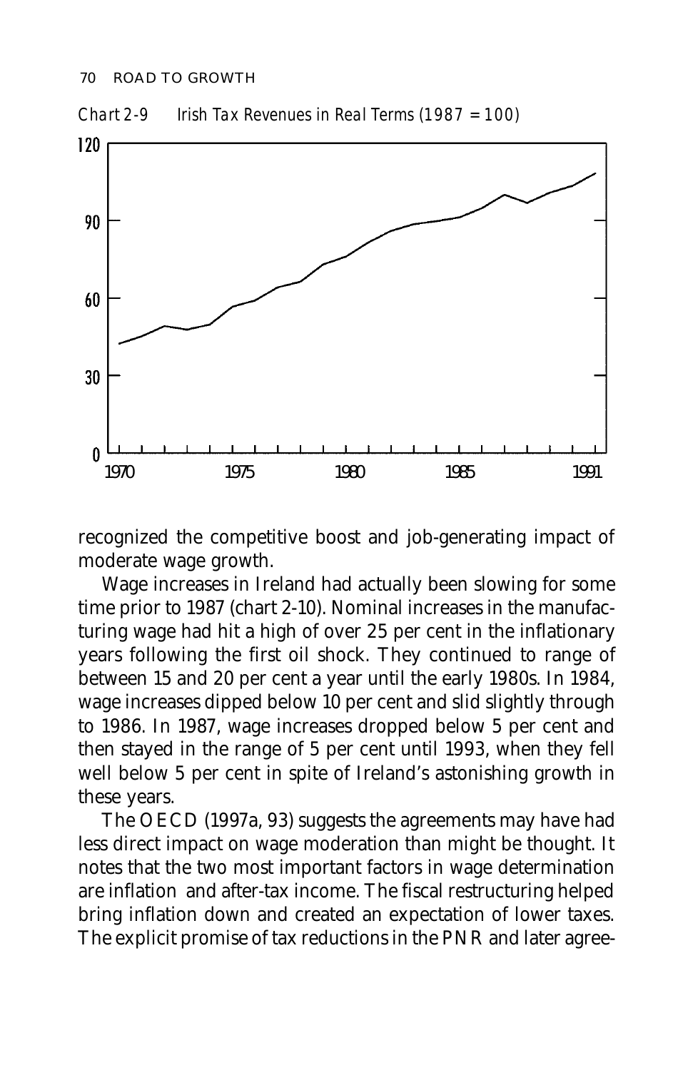*Chart 2-9 Irish Tax Revenues in Real Terms (1987 = 100)*

recognized the competitive boost and job-generating impact of moderate wage growth.

Wage increases in Ireland had actually been slowing for some time prior to 1987 (chart 2-10). Nominal increases in the manufacturing wage had hit a high of over 25 per cent in the inflationary years following the first oil shock. They continued to range of between 15 and 20 per cent a year until the early 1980s. In 1984, wage increases dipped below 10 per cent and slid slightly through to 1986. In 1987, wage increases dropped below 5 per cent and then stayed in the range of 5 per cent until 1993, when they fell well below 5 per cent in spite of Ireland's astonishing growth in these years.

The OECD (1997a, 93) suggests the agreements may have had less direct impact on wage moderation than might be thought. It notes that the two most important factors in wage determination are inflation and after-tax income. The fiscal restructuring helped bring inflation down and created an expectation of lower taxes. The explicit promise of tax reductions in the PNR and later agree-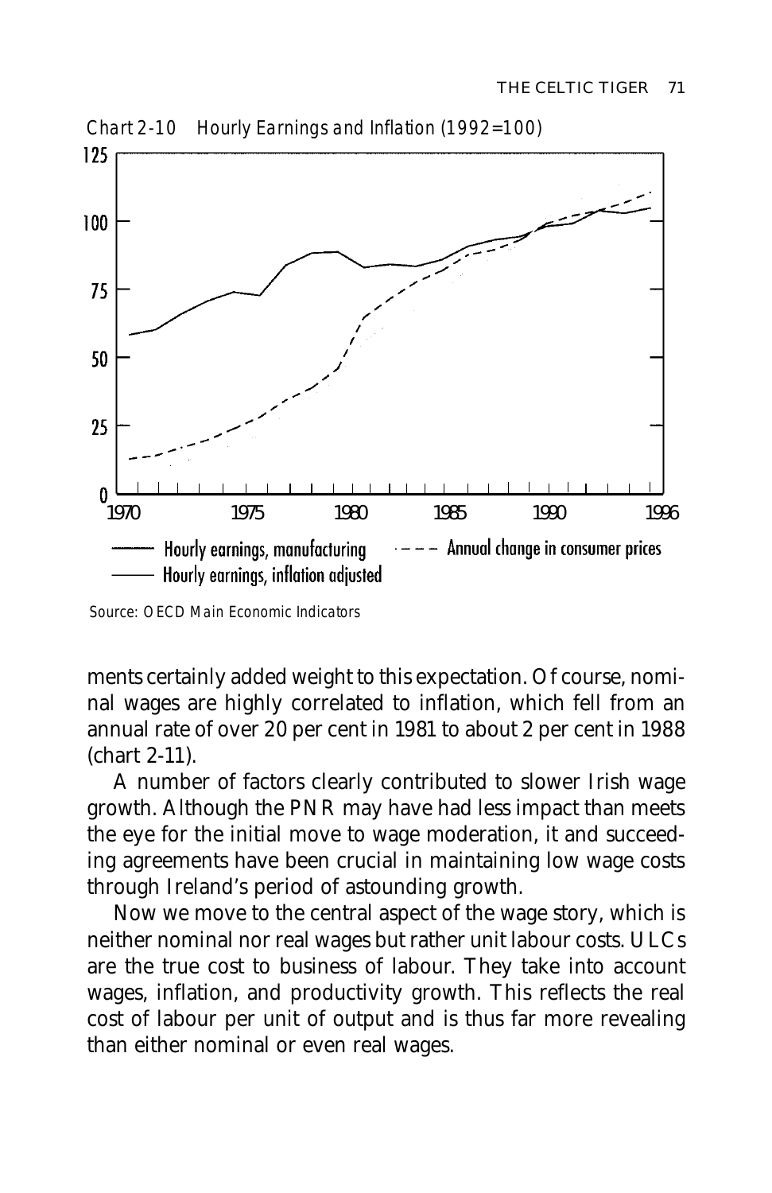*Chart 2-10 Hourly Earnings and Inflation (1992=100)*

Source: OECD Main Economic Indicators

ments certainly added weight to this expectation. Of course, nominal wages are highly correlated to inflation, which fell from an annual rate of over 20 per cent in 1981 to about 2 per cent in 1988 (chart 2-11).

A number of factors clearly contributed to slower Irish wage growth. Although the PNR may have had less impact than meets the eye for the initial move to wage moderation, it and succeeding agreements have been crucial in maintaining low wage costs through Ireland's period of astounding growth.

Now we move to the central aspect of the wage story, which is neither nominal nor real wages but rather unit labour costs. ULCs are the true cost to business of labour. They take into account wages, inflation, and productivity growth. This reflects the real cost of labour per unit of output and is thus far more revealing than either nominal or even real wages.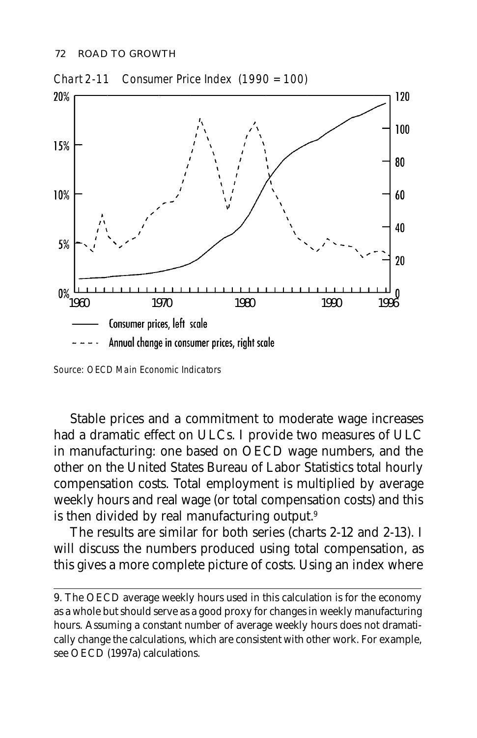Chart 2-11 Consumer Price Index (1990 = 100)

Source: OECD Main Economic Indicators

Stable prices and a commitment to moderate wage increases had a dramatic effect on ULCs. I provide two measures of ULC in manufacturing: one based on OECD wage numbers, and the other on the United States Bureau of Labor Statistics total hourly compensation costs. Total employment is multiplied by average weekly hours and real wage (or total compensation costs) and this is then divided by real manufacturing output.[9]

The results are similar for both series (charts 2-12 and 2-13). I will discuss the numbers produced using total compensation, as this gives a more complete picture of costs. Using an index where

---

9. The OECD average weekly hours used in this calculation is for the economy as a whole but should serve as a good proxy for changes in weekly manufacturing hours. Assuming a constant number of average weekly hours does not dramatically change the calculations, which are consistent with other work. For example, see OECD (1997a) calculations.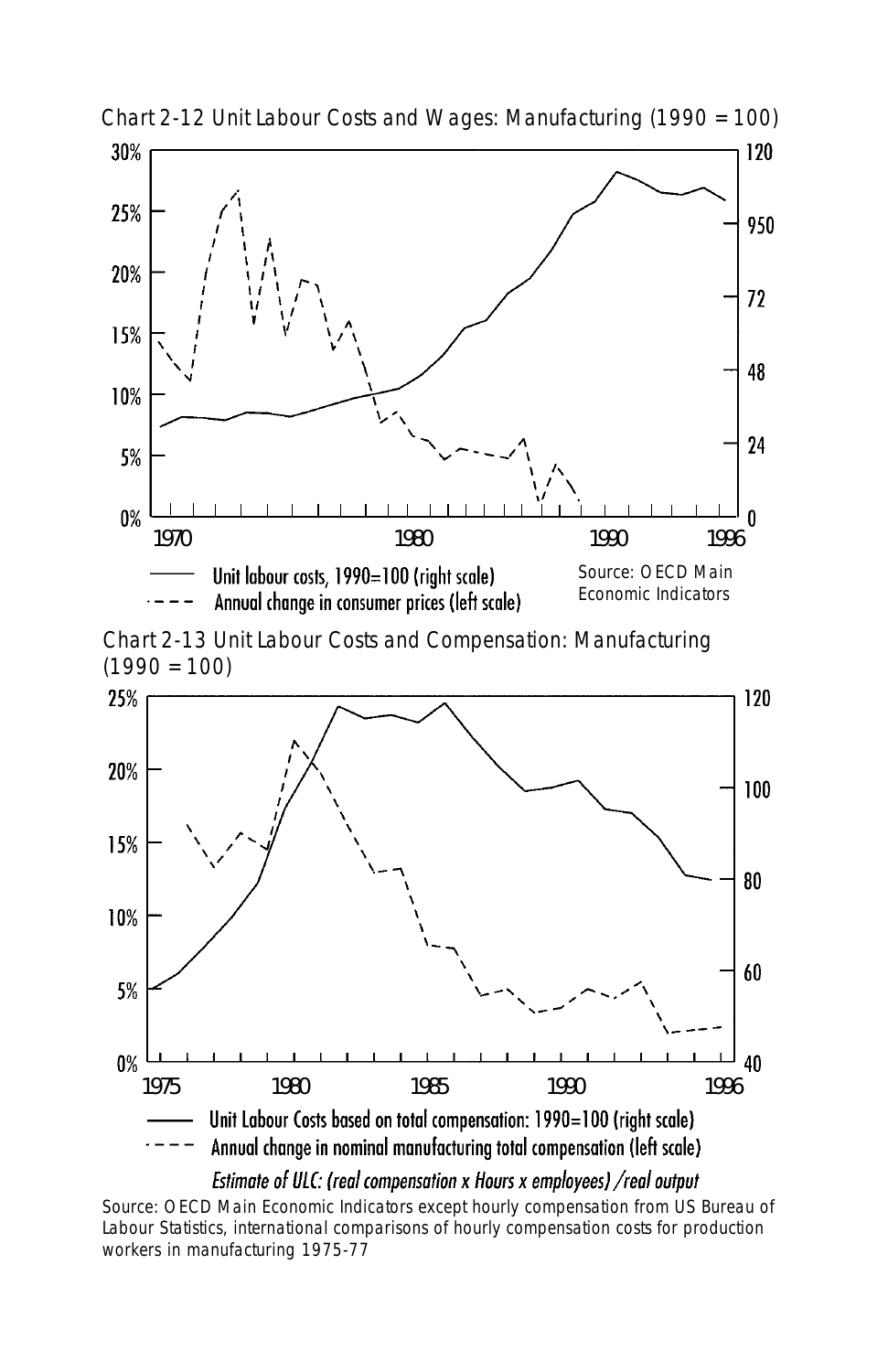Chart 2-12 Unit Labour Costs and Wages: Manufacturing (1990 = 100)

Unit labour costs, 1990=100 (right scale)

Annual change in consumer prices (left scale)

Source: OECD Main Economic Indicators

Chart 2-13 Unit Labour Costs and Compensation: Manufacturing (1990 = 100)

Unit Labour Costs based on total compensation: 1990=100 (right scale)

Annual change in nominal manufacturing total compensation (left scale)

*Estimate of ULC: (real compensation x Hours x employees) /real output*

Source: OECD Main Economic Indicators except hourly compensation from US Bureau of Labour Statistics, international comparisons of hourly compensation costs for production workers in manufacturing 1975-77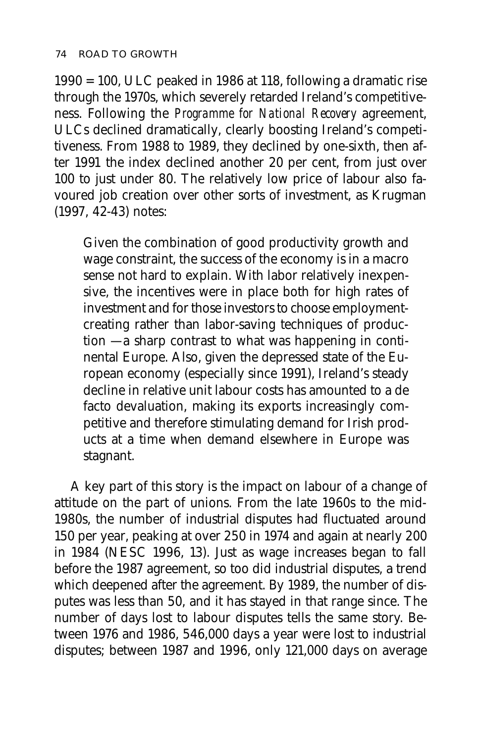1990 = 100, ULC peaked in 1986 at 118, following a dramatic rise through the 1970s, which severely retarded Ireland's competitiveness. Following the *Programme for National Recovery* agreement, ULCs declined dramatically, clearly boosting Ireland's competitiveness. From 1988 to 1989, they declined by one-sixth, then after 1991 the index declined another 20 per cent, from just over 100 to just under 80. The relatively low price of labour also favoured job creation over other sorts of investment, as Krugman (1997, 42-43) notes:

> Given the combination of good productivity growth and wage constraint, the success of the economy is in a macro sense not hard to explain. With labor relatively inexpensive, the incentives were in place both for high rates of investment and for those investors to choose employment-creating rather than labor-saving techniques of production —a sharp contrast to what was happening in continental Europe. Also, given the depressed state of the European economy (especially since 1991), Ireland's steady decline in relative unit labour costs has amounted to a de facto devaluation, making its exports increasingly competitive and therefore stimulating demand for Irish products at a time when demand elsewhere in Europe was stagnant.

A key part of this story is the impact on labour of a change of attitude on the part of unions. From the late 1960s to the mid-1980s, the number of industrial disputes had fluctuated around 150 per year, peaking at over 250 in 1974 and again at nearly 200 in 1984 (NESC 1996, 13). Just as wage increases began to fall before the 1987 agreement, so too did industrial disputes, a trend which deepened after the agreement. By 1989, the number of disputes was less than 50, and it has stayed in that range since. The number of days lost to labour disputes tells the same story. Between 1976 and 1986, 546,000 days a year were lost to industrial disputes; between 1987 and 1996, only 121,000 days on average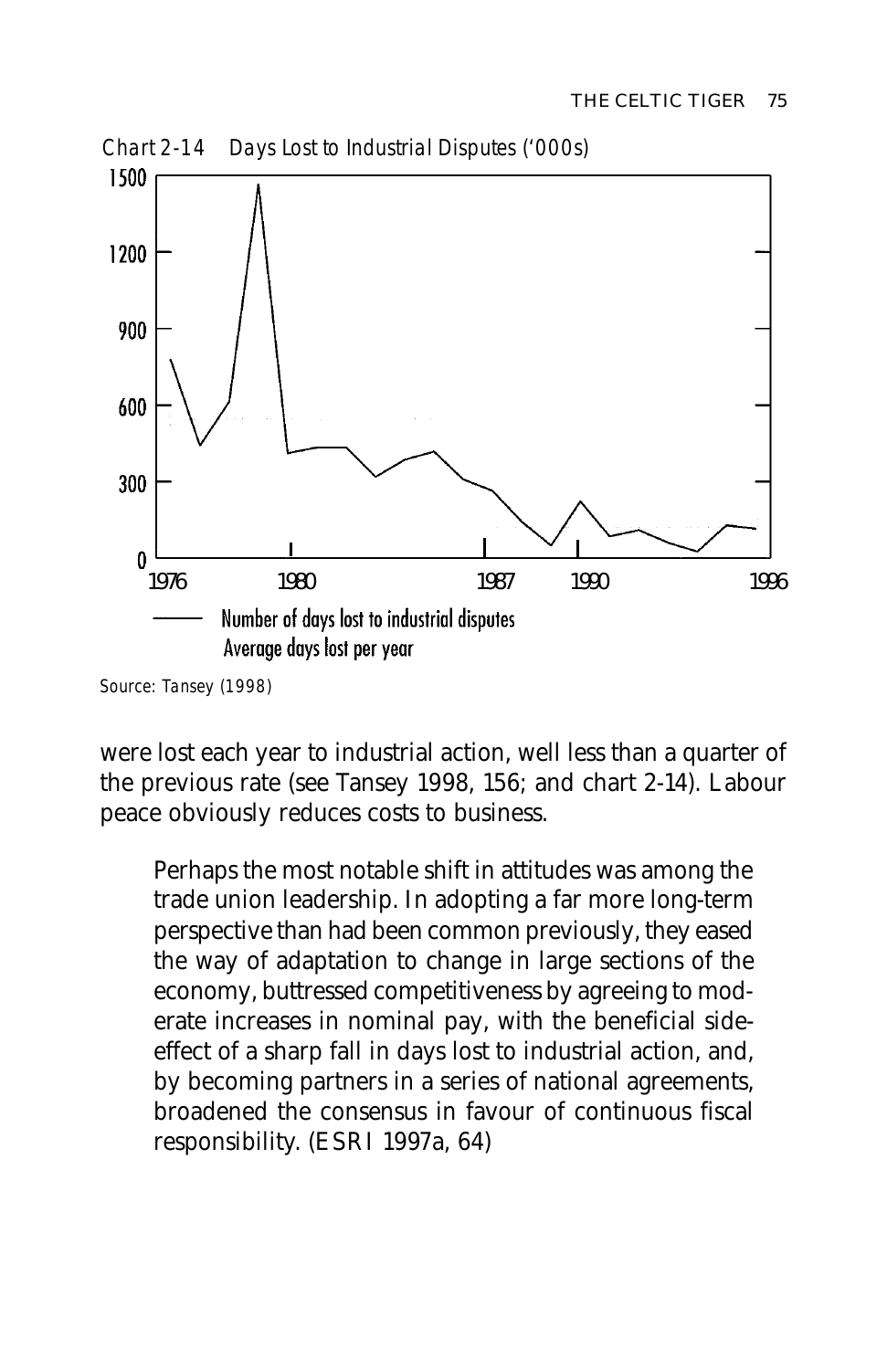*Chart 2-14 Days Lost to Industrial Disputes ('000s)*

Source: Tansey (1998)

were lost each year to industrial action, well less than a quarter of the previous rate (see Tansey 1998, 156; and chart 2-14). Labour peace obviously reduces costs to business.

> Perhaps the most notable shift in attitudes was among the trade union leadership. In adopting a far more long-term perspective than had been common previously, they eased the way of adaptation to change in large sections of the economy, buttressed competitiveness by agreeing to moderate increases in nominal pay, with the beneficial side-effect of a sharp fall in days lost to industrial action, and, by becoming partners in a series of national agreements, broadened the consensus in favour of continuous fiscal responsibility. (ESRI 1997a, 64)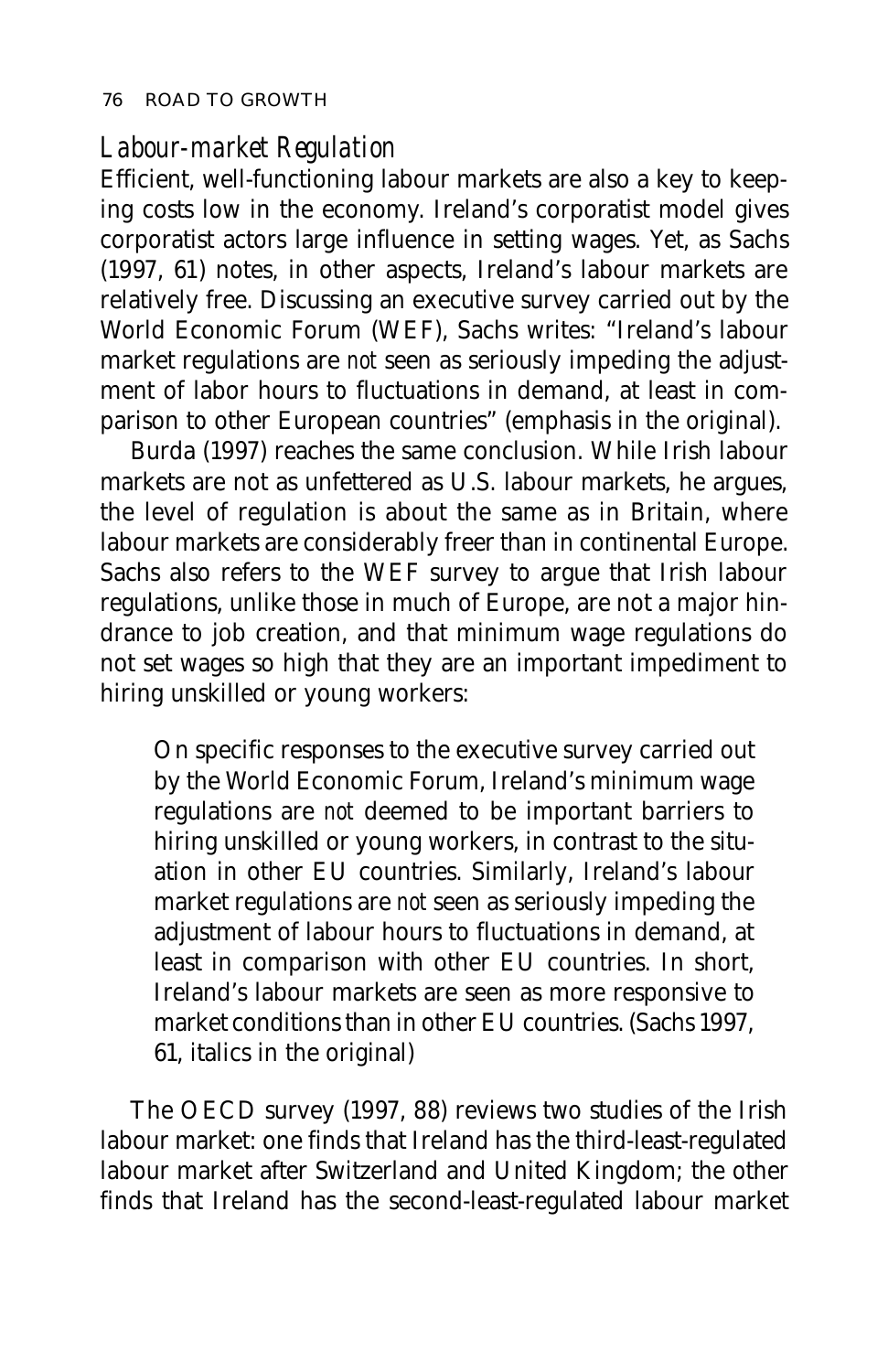## *Labour-market Regulation*

Efficient, well-functioning labour markets are also a key to keeping costs low in the economy. Ireland's corporatist model gives corporatist actors large influence in setting wages. Yet, as Sachs (1997, 61) notes, in other aspects, Ireland's labour markets are relatively free. Discussing an executive survey carried out by the World Economic Forum (WEF), Sachs writes: "Ireland's labour market regulations are *not* seen as seriously impeding the adjustment of labor hours to fluctuations in demand, at least in comparison to other European countries" (emphasis in the original).

Burda (1997) reaches the same conclusion. While Irish labour markets are not as unfettered as U.S. labour markets, he argues, the level of regulation is about the same as in Britain, where labour markets are considerably freer than in continental Europe. Sachs also refers to the WEF survey to argue that Irish labour regulations, unlike those in much of Europe, are not a major hindrance to job creation, and that minimum wage regulations do not set wages so high that they are an important impediment to hiring unskilled or young workers:

> On specific responses to the executive survey carried out by the World Economic Forum, Ireland's minimum wage regulations are *not* deemed to be important barriers to hiring unskilled or young workers, in contrast to the situation in other EU countries. Similarly, Ireland's labour market regulations are *not* seen as seriously impeding the adjustment of labour hours to fluctuations in demand, at least in comparison with other EU countries. In short, Ireland's labour markets are seen as more responsive to market conditions than in other EU countries. (Sachs 1997, 61, italics in the original)

The OECD survey (1997, 88) reviews two studies of the Irish labour market: one finds that Ireland has the third-least-regulated labour market after Switzerland and United Kingdom; the other finds that Ireland has the second-least-regulated labour market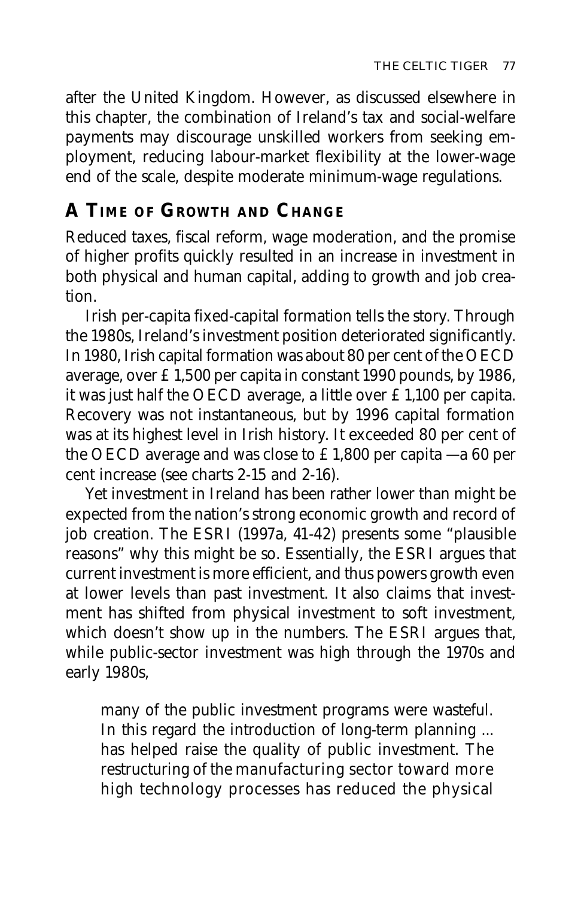after the United Kingdom. However, as discussed elsewhere in this chapter, the combination of Ireland's tax and social-welfare payments may discourage unskilled workers from seeking employment, reducing labour-market flexibility at the lower-wage end of the scale, despite moderate minimum-wage regulations.

## A Time of Growth and Change

Reduced taxes, fiscal reform, wage moderation, and the promise of higher profits quickly resulted in an increase in investment in both physical and human capital, adding to growth and job creation.

Irish per-capita fixed-capital formation tells the story. Through the 1980s, Ireland's investment position deteriorated significantly. In 1980, Irish capital formation was about 80 per cent of the OECD average, over £1,500 per capita in constant 1990 pounds, by 1986, it was just half the OECD average, a little over £1,100 per capita. Recovery was not instantaneous, but by 1996 capital formation was at its highest level in Irish history. It exceeded 80 per cent of the OECD average and was close to £1,800 per capita—a 60 per cent increase (see charts 2-15 and 2-16).

Yet investment in Ireland has been rather lower than might be expected from the nation's strong economic growth and record of job creation. The ESRI (1997a, 41-42) presents some "plausible reasons" why this might be so. Essentially, the ESRI argues that current investment is more efficient, and thus powers growth even at lower levels than past investment. It also claims that investment has shifted from physical investment to soft investment, which doesn't show up in the numbers. The ESRI argues that, while public-sector investment was high through the 1970s and early 1980s,

> many of the public investment programs were wasteful. In this regard the introduction of long-term planning ... has helped raise the quality of public investment. The restructuring of the manufacturing sector toward more high technology processes has reduced the physical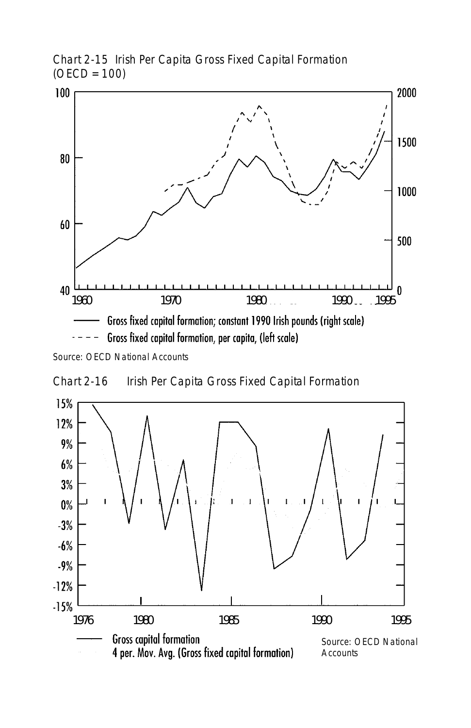Chart 2-15 Irish Per Capita Gross Fixed Capital Formation (OECD = 100)

Source: OECD National Accounts

Chart 2-16 Irish Per Capita Gross Fixed Capital Formation

Source: OECD National Accounts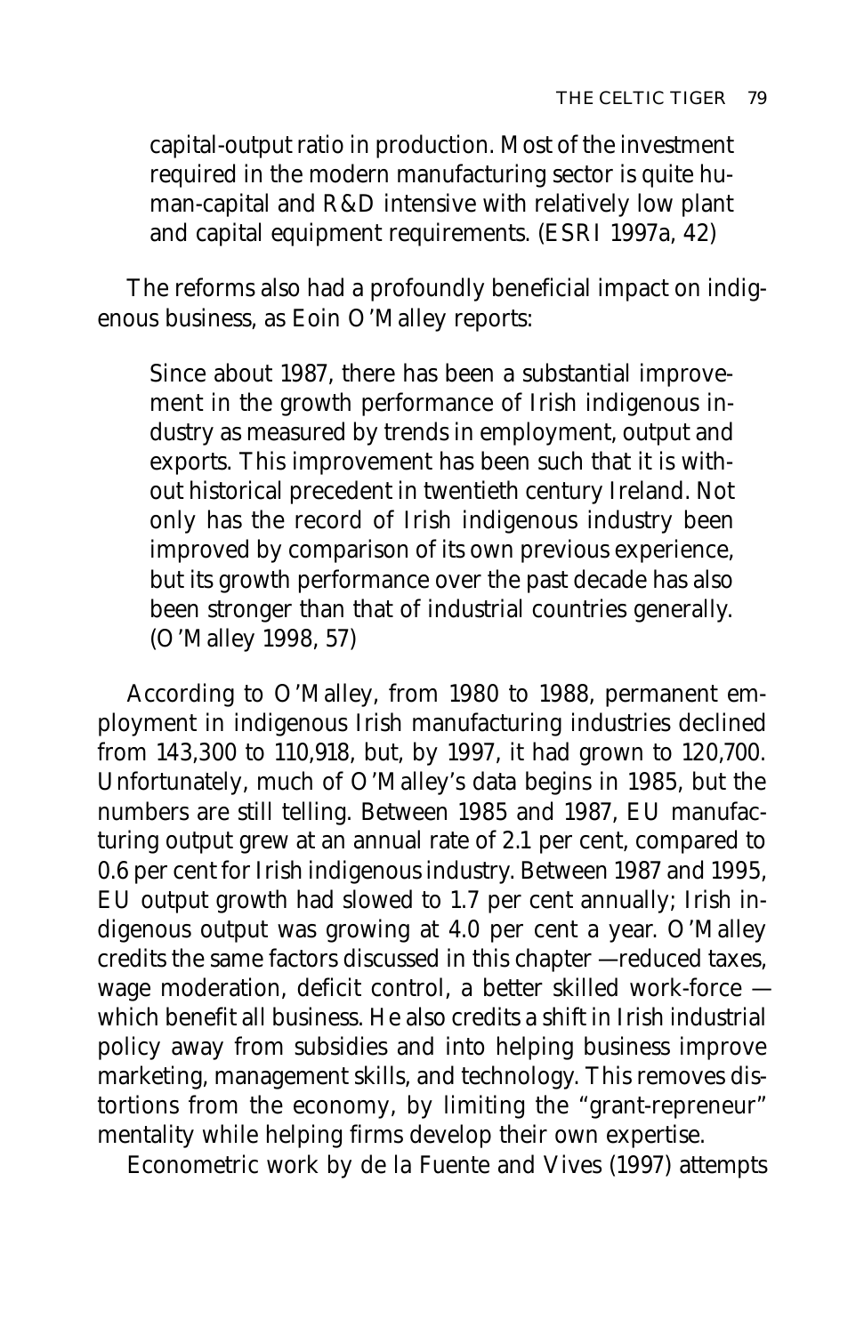capital-output ratio in production. Most of the investment required in the modern manufacturing sector is quite human-capital and R&D intensive with relatively low plant and capital equipment requirements. (ESRI 1997a, 42)

The reforms also had a profoundly beneficial impact on indigenous business, as Eoin O'Malley reports:

> Since about 1987, there has been a substantial improvement in the growth performance of Irish indigenous industry as measured by trends in employment, output and exports. This improvement has been such that it is without historical precedent in twentieth century Ireland. Not only has the record of Irish indigenous industry been improved by comparison of its own previous experience, but its growth performance over the past decade has also been stronger than that of industrial countries generally. (O'Malley 1998, 57)

According to O'Malley, from 1980 to 1988, permanent employment in indigenous Irish manufacturing industries declined from 143,300 to 110,918, but, by 1997, it had grown to 120,700. Unfortunately, much of O'Malley's data begins in 1985, but the numbers are still telling. Between 1985 and 1987, EU manufacturing output grew at an annual rate of 2.1 per cent, compared to 0.6 per cent for Irish indigenous industry. Between 1987 and 1995, EU output growth had slowed to 1.7 per cent annually; Irish indigenous output was growing at 4.0 per cent a year. O'Malley credits the same factors discussed in this chapter —reduced taxes, wage moderation, deficit control, a better skilled work-force — which benefit all business. He also credits a shift in Irish industrial policy away from subsidies and into helping business improve marketing, management skills, and technology. This removes distortions from the economy, by limiting the "grant-repreneur" mentality while helping firms develop their own expertise.

Econometric work by de la Fuente and Vives (1997) attempts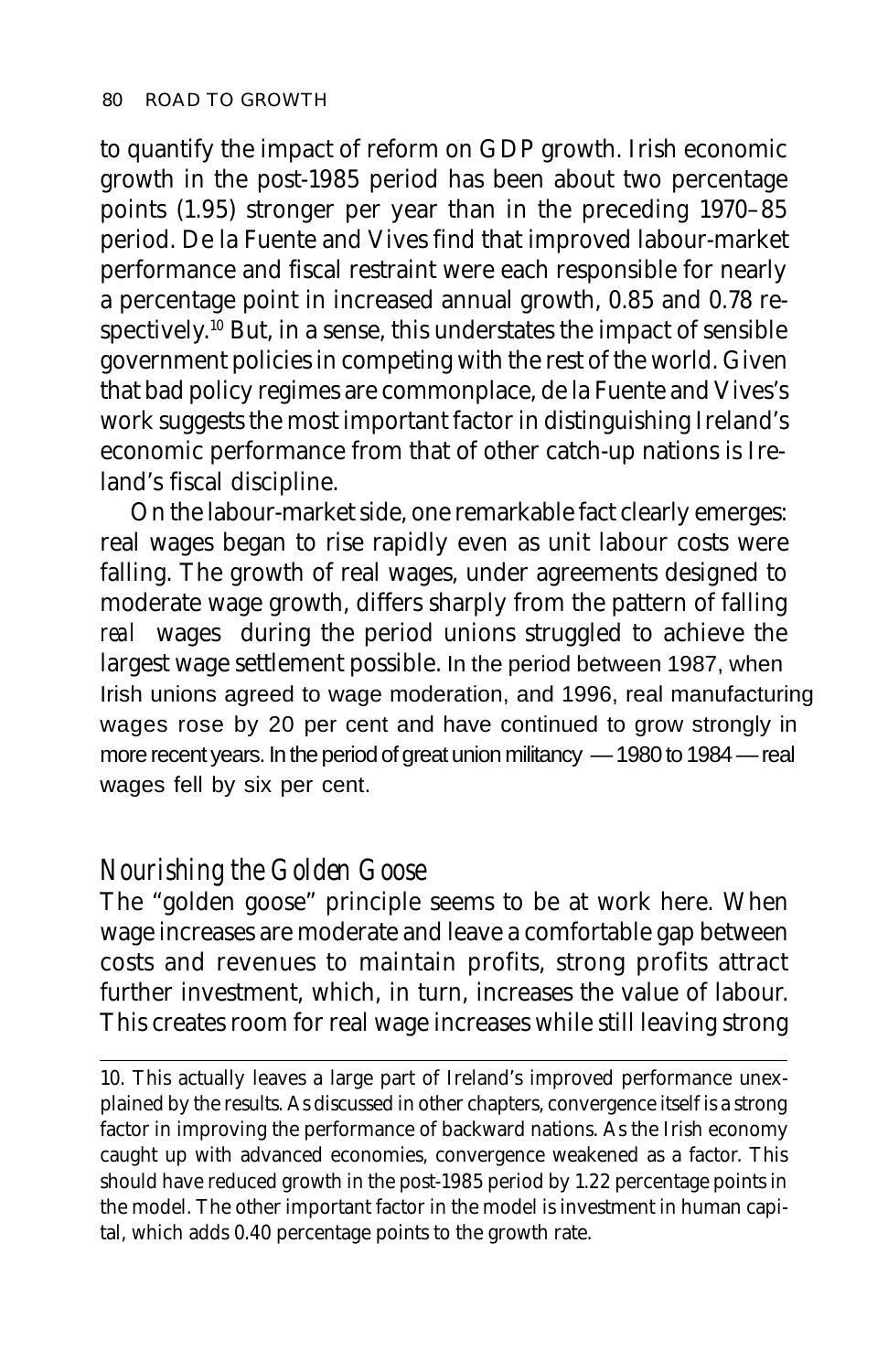to quantify the impact of reform on GDP growth. Irish economic growth in the post-1985 period has been about two percentage points (1.95) stronger per year than in the preceding 1970–85 period. De la Fuente and Vives find that improved labour-market performance and fiscal restraint were each responsible for nearly a percentage point in increased annual growth, 0.85 and 0.78 respectively.[10] But, in a sense, this understates the impact of sensible government policies in competing with the rest of the world. Given that bad policy regimes are commonplace, de la Fuente and Vives's work suggests the most important factor in distinguishing Ireland's economic performance from that of other catch-up nations is Ireland's fiscal discipline.

On the labour-market side, one remarkable fact clearly emerges: real wages began to rise rapidly even as unit labour costs were falling. The growth of real wages, under agreements designed to moderate wage growth, differs sharply from the pattern of falling *real* wages during the period unions struggled to achieve the largest wage settlement possible. In the period between 1987, when Irish unions agreed to wage moderation, and 1996, real manufacturing wages rose by 20 per cent and have continued to grow strongly in more recent years. In the period of great union militancy — 1980 to 1984 — real wages fell by six per cent.

## *Nourishing the Golden Goose*

The "golden goose" principle seems to be at work here. When wage increases are moderate and leave a comfortable gap between costs and revenues to maintain profits, strong profits attract further investment, which, in turn, increases the value of labour. This creates room for real wage increases while still leaving strong

---

10. This actually leaves a large part of Ireland's improved performance unexplained by the results. As discussed in other chapters, convergence itself is a strong factor in improving the performance of backward nations. As the Irish economy caught up with advanced economies, convergence weakened as a factor. This should have reduced growth in the post-1985 period by 1.22 percentage points in the model. The other important factor in the model is investment in human capital, which adds 0.40 percentage points to the growth rate.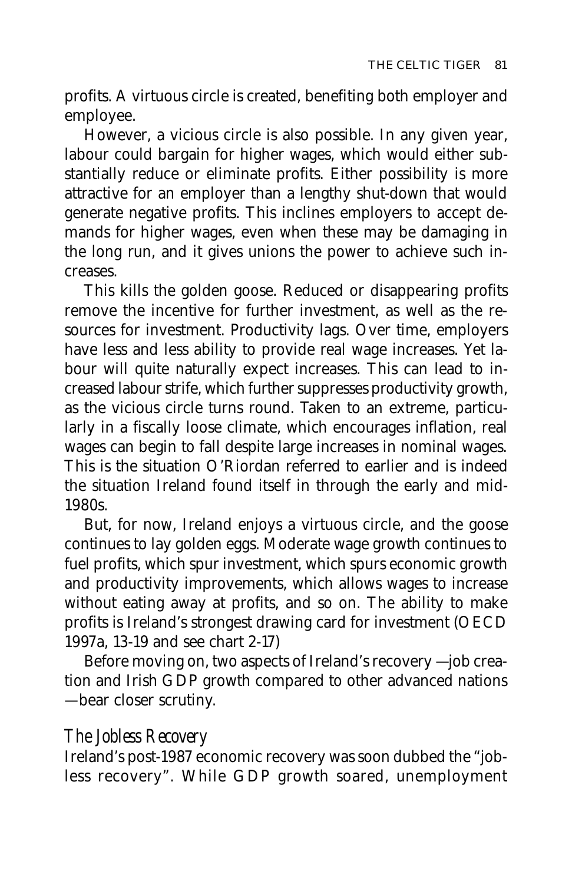profits. A virtuous circle is created, benefiting both employer and employee.

However, a vicious circle is also possible. In any given year, labour could bargain for higher wages, which would either substantially reduce or eliminate profits. Either possibility is more attractive for an employer than a lengthy shut-down that would generate negative profits. This inclines employers to accept demands for higher wages, even when these may be damaging in the long run, and it gives unions the power to achieve such increases.

This kills the golden goose. Reduced or disappearing profits remove the incentive for further investment, as well as the resources for investment. Productivity lags. Over time, employers have less and less ability to provide real wage increases. Yet labour will quite naturally expect increases. This can lead to increased labour strife, which further suppresses productivity growth, as the vicious circle turns round. Taken to an extreme, particularly in a fiscally loose climate, which encourages inflation, real wages can begin to fall despite large increases in nominal wages. This is the situation O'Riordan referred to earlier and is indeed the situation Ireland found itself in through the early and mid-1980s.

But, for now, Ireland enjoys a virtuous circle, and the goose continues to lay golden eggs. Moderate wage growth continues to fuel profits, which spur investment, which spurs economic growth and productivity improvements, which allows wages to increase without eating away at profits, and so on. The ability to make profits is Ireland's strongest drawing card for investment (OECD 1997a, 13-19 and see chart 2-17)

Before moving on, two aspects of Ireland's recovery —job creation and Irish GDP growth compared to other advanced nations —bear closer scrutiny.

### *The Jobless Recovery*

Ireland's post-1987 economic recovery was soon dubbed the "jobless recovery". While GDP growth soared, unemployment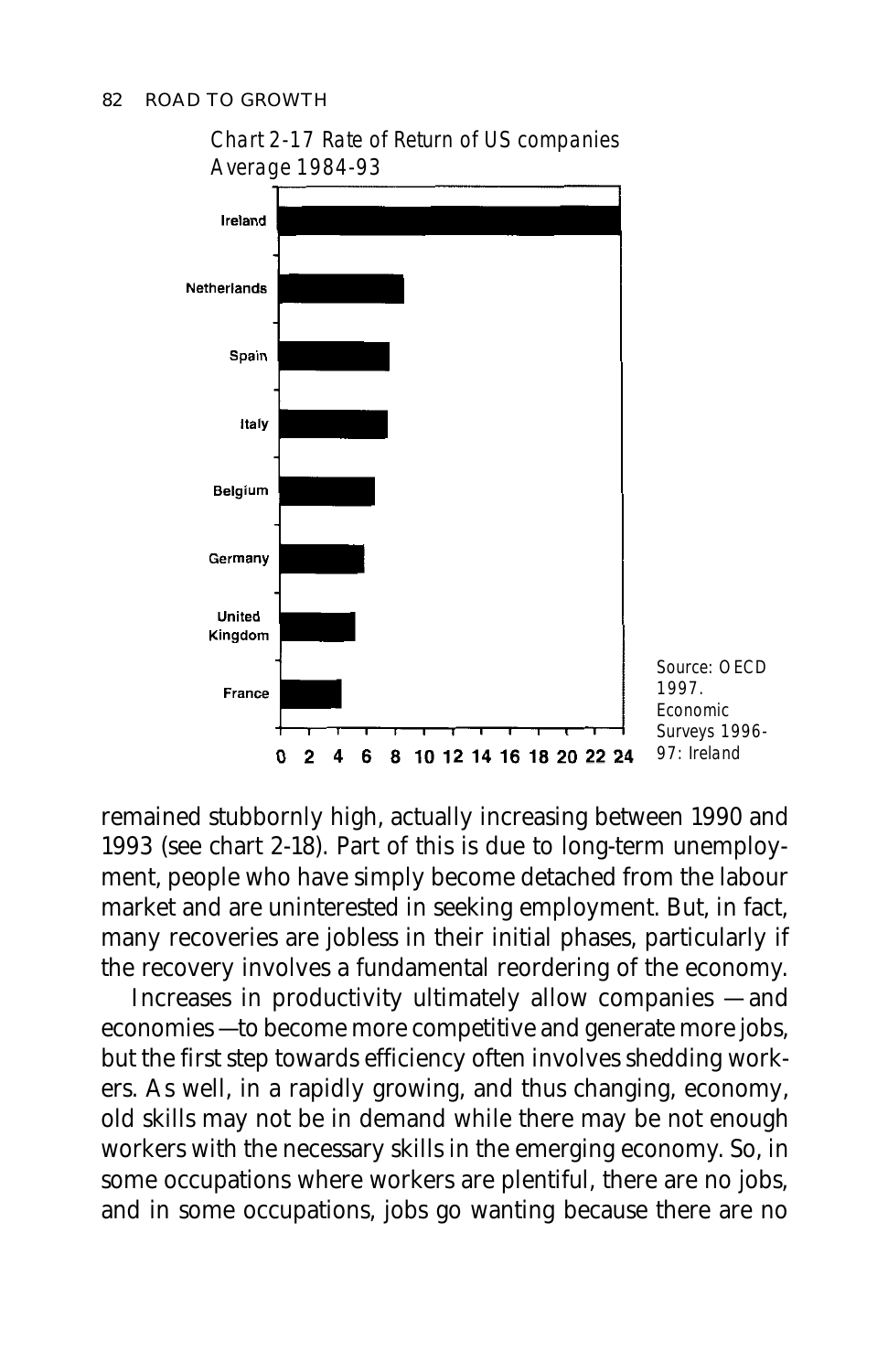*Chart 2-17 Rate of Return of US companies Average 1984-93*

Source: OECD 1997. Economic Surveys 1996-97: Ireland

remained stubbornly high, actually increasing between 1990 and 1993 (see chart 2-18). Part of this is due to long-term unemployment, people who have simply become detached from the labour market and are uninterested in seeking employment. But, in fact, many recoveries are jobless in their initial phases, particularly if the recovery involves a fundamental reordering of the economy.

Increases in productivity ultimately allow companies —and economies—to become more competitive and generate more jobs, but the first step towards efficiency often involves shedding workers. As well, in a rapidly growing, and thus changing, economy, old skills may not be in demand while there may be not enough workers with the necessary skills in the emerging economy. So, in some occupations where workers are plentiful, there are no jobs, and in some occupations, jobs go wanting because there are no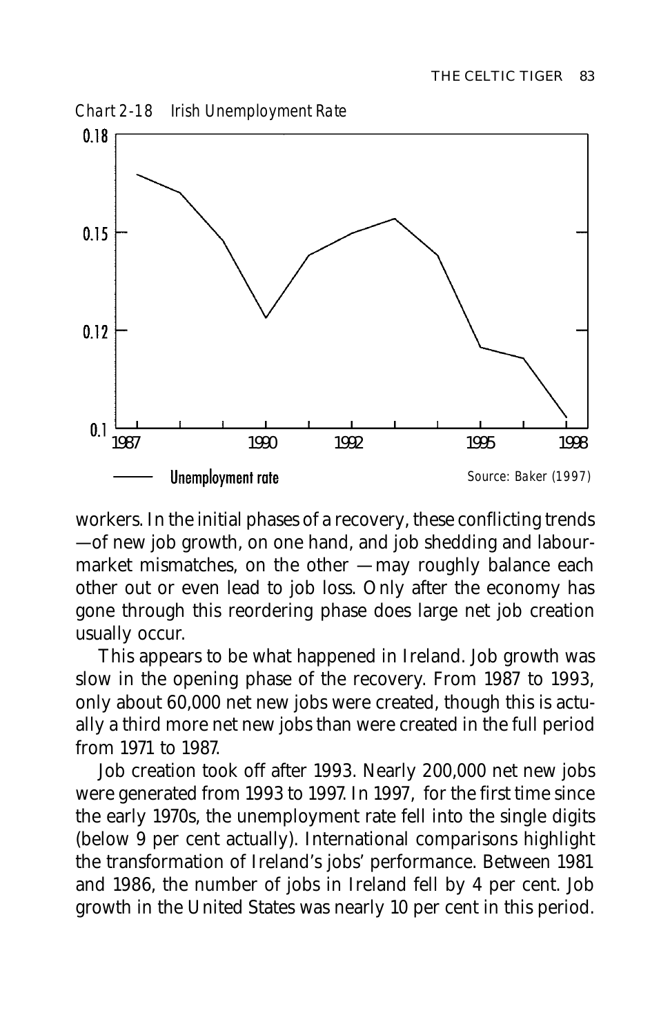*Chart 2-18 Irish Unemployment Rate*

Source: Baker (1997)

workers. In the initial phases of a recovery, these conflicting trends —of new job growth, on one hand, and job shedding and labour-market mismatches, on the other —may roughly balance each other out or even lead to job loss. Only after the economy has gone through this reordering phase does large net job creation usually occur.

This appears to be what happened in Ireland. Job growth was slow in the opening phase of the recovery. From 1987 to 1993, only about 60,000 net new jobs were created, though this is actually a third more net new jobs than were created in the full period from 1971 to 1987.

Job creation took off after 1993. Nearly 200,000 net new jobs were generated from 1993 to 1997. In 1997, for the first time since the early 1970s, the unemployment rate fell into the single digits (below 9 per cent actually). International comparisons highlight the transformation of Ireland's jobs' performance. Between 1981 and 1986, the number of jobs in Ireland fell by 4 per cent. Job growth in the United States was nearly 10 per cent in this period.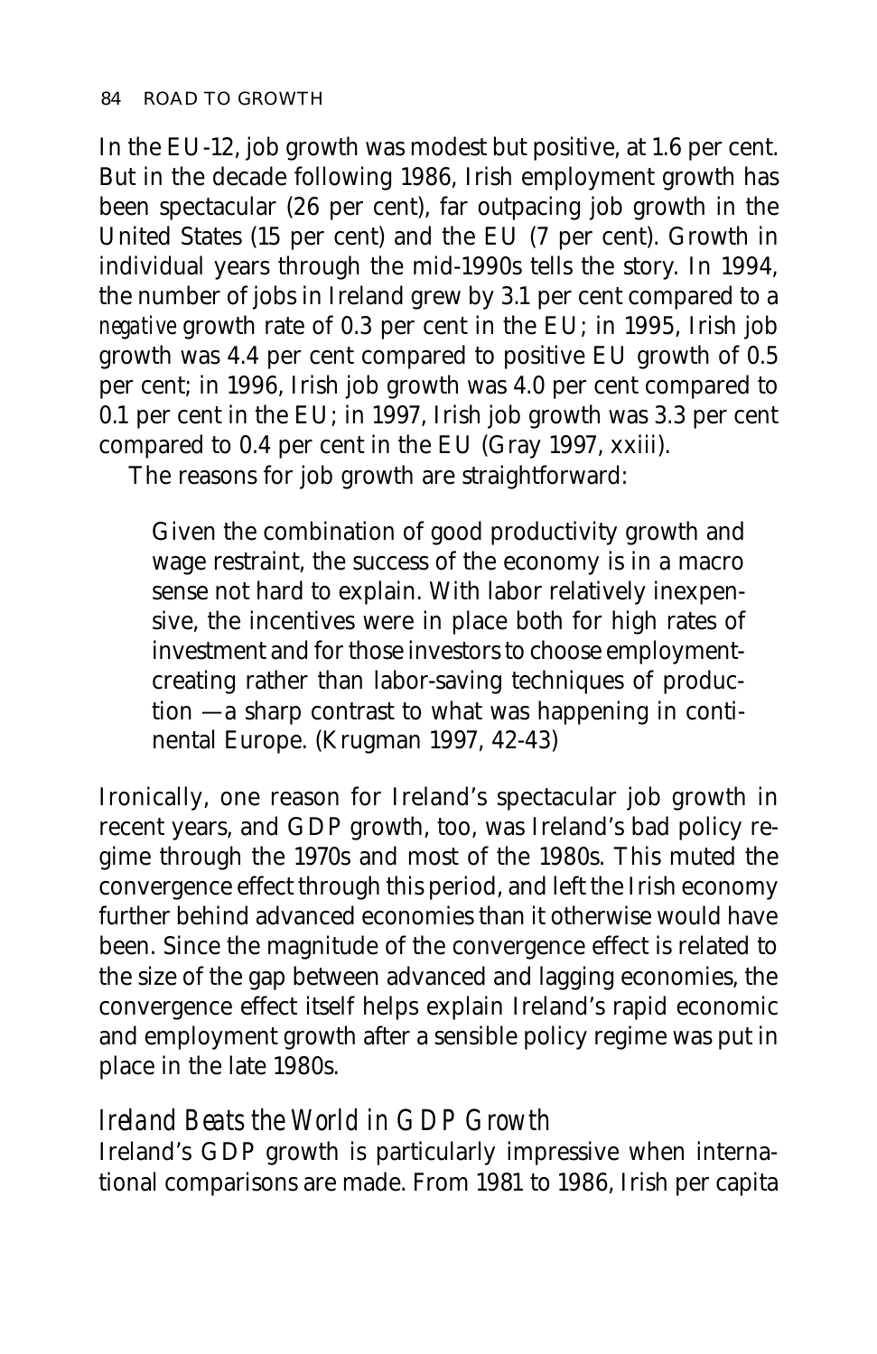In the EU-12, job growth was modest but positive, at 1.6 per cent. But in the decade following 1986, Irish employment growth has been spectacular (26 per cent), far outpacing job growth in the United States (15 per cent) and the EU (7 per cent). Growth in individual years through the mid-1990s tells the story. In 1994, the number of jobs in Ireland grew by 3.1 per cent compared to a *negative* growth rate of 0.3 per cent in the EU; in 1995, Irish job growth was 4.4 per cent compared to positive EU growth of 0.5 per cent; in 1996, Irish job growth was 4.0 per cent compared to 0.1 per cent in the EU; in 1997, Irish job growth was 3.3 per cent compared to 0.4 per cent in the EU (Gray 1997, xxiii).

The reasons for job growth are straightforward:

> Given the combination of good productivity growth and wage restraint, the success of the economy is in a macro sense not hard to explain. With labor relatively inexpensive, the incentives were in place both for high rates of investment and for those investors to choose employment-creating rather than labor-saving techniques of production —a sharp contrast to what was happening in continental Europe. (Krugman 1997, 42-43)

Ironically, one reason for Ireland's spectacular job growth in recent years, and GDP growth, too, was Ireland's bad policy regime through the 1970s and most of the 1980s. This muted the convergence effect through this period, and left the Irish economy further behind advanced economies than it otherwise would have been. Since the magnitude of the convergence effect is related to the size of the gap between advanced and lagging economies, the convergence effect itself helps explain Ireland's rapid economic and employment growth after a sensible policy regime was put in place in the late 1980s.

## *Ireland Beats the World in GDP Growth*

Ireland's GDP growth is particularly impressive when international comparisons are made. From 1981 to 1986, Irish per capita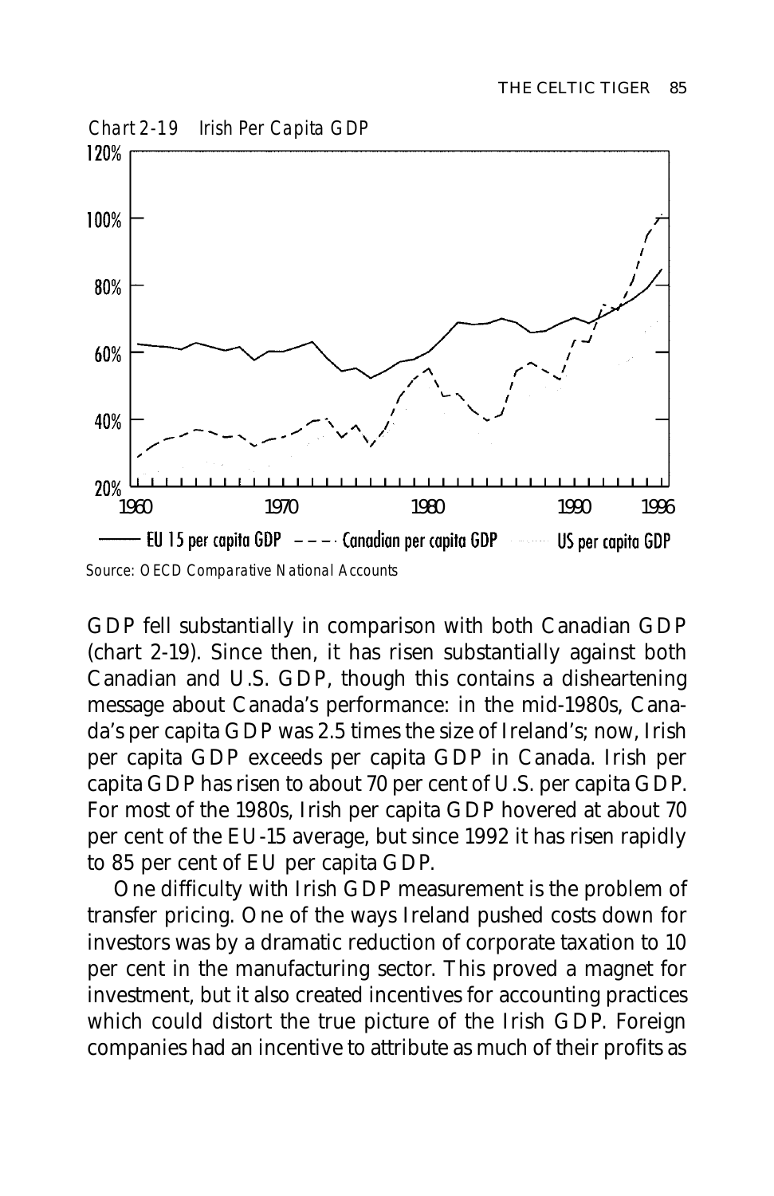*Chart 2-19 Irish Per Capita GDP*

*Source: OECD Comparative National Accounts*

GDP fell substantially in comparison with both Canadian GDP (chart 2-19). Since then, it has risen substantially against both Canadian and U.S. GDP, though this contains a disheartening message about Canada's performance: in the mid-1980s, Canada's per capita GDP was 2.5 times the size of Ireland's; now, Irish per capita GDP exceeds per capita GDP in Canada. Irish per capita GDP has risen to about 70 per cent of U.S. per capita GDP. For most of the 1980s, Irish per capita GDP hovered at about 70 per cent of the EU-15 average, but since 1992 it has risen rapidly to 85 per cent of EU per capita GDP.

One difficulty with Irish GDP measurement is the problem of transfer pricing. One of the ways Ireland pushed costs down for investors was by a dramatic reduction of corporate taxation to 10 per cent in the manufacturing sector. This proved a magnet for investment, but it also created incentives for accounting practices which could distort the true picture of the Irish GDP. Foreign companies had an incentive to attribute as much of their profits as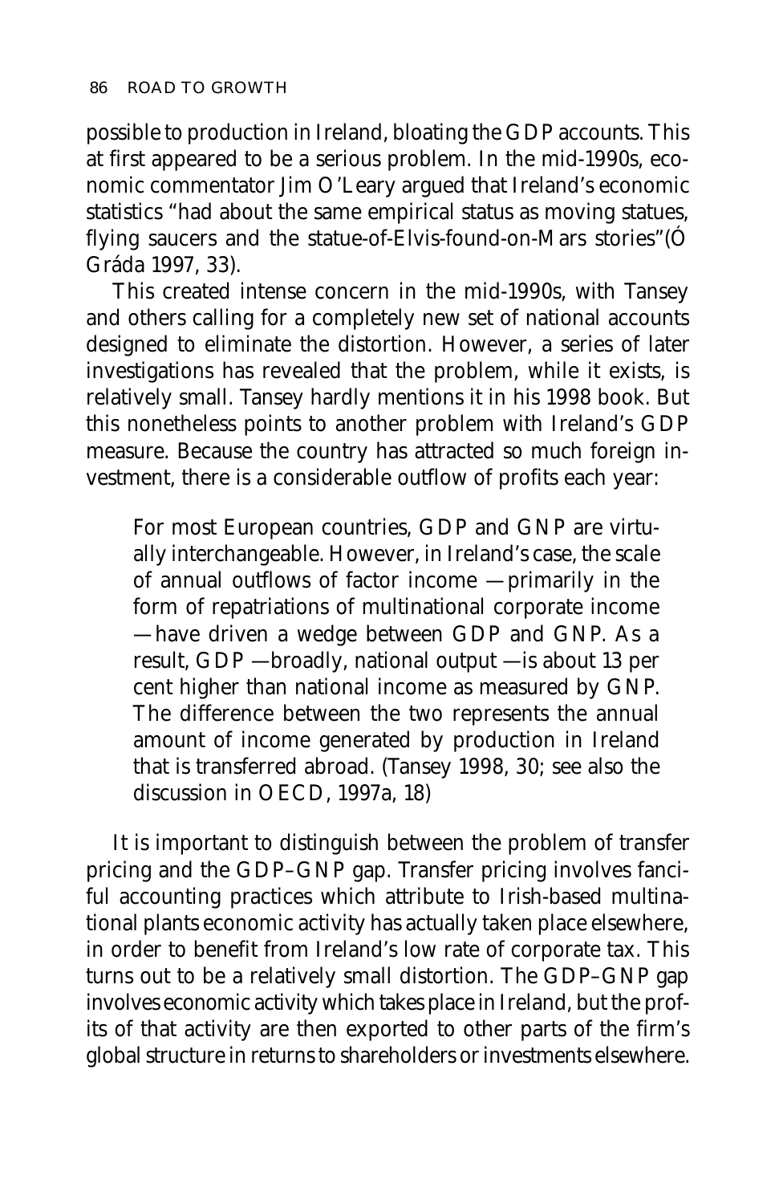possible to production in Ireland, bloating the GDP accounts. This at first appeared to be a serious problem. In the mid-1990s, economic commentator Jim O'Leary argued that Ireland's economic statistics "had about the same empirical status as moving statues, flying saucers and the statue-of-Elvis-found-on-Mars stories"(Ó Gráda 1997, 33).

This created intense concern in the mid-1990s, with Tansey and others calling for a completely new set of national accounts designed to eliminate the distortion. However, a series of later investigations has revealed that the problem, while it exists, is relatively small. Tansey hardly mentions it in his 1998 book. But this nonetheless points to another problem with Ireland's GDP measure. Because the country has attracted so much foreign investment, there is a considerable outflow of profits each year:

> For most European countries, GDP and GNP are virtually interchangeable. However, in Ireland's case, the scale of annual outflows of factor income — primarily in the form of repatriations of multinational corporate income — have driven a wedge between GDP and GNP. As a result, GDP — broadly, national output — is about 13 per cent higher than national income as measured by GNP. The difference between the two represents the annual amount of income generated by production in Ireland that is transferred abroad. (Tansey 1998, 30; see also the discussion in OECD, 1997a, 18)

It is important to distinguish between the problem of transfer pricing and the GDP–GNP gap. Transfer pricing involves fanciful accounting practices which attribute to Irish-based multinational plants economic activity has actually taken place elsewhere, in order to benefit from Ireland's low rate of corporate tax. This turns out to be a relatively small distortion. The GDP–GNP gap involves economic activity which takes place in Ireland, but the profits of that activity are then exported to other parts of the firm's global structure in returns to shareholders or investments elsewhere.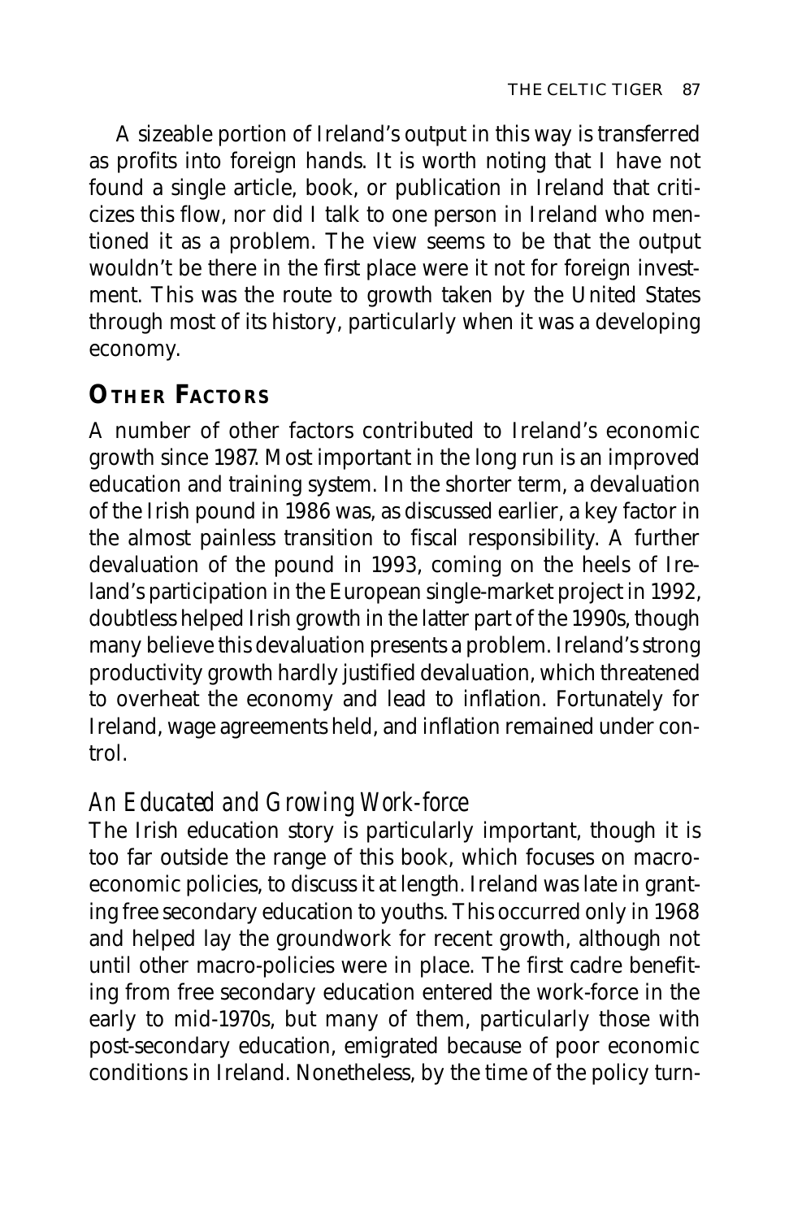A sizeable portion of Ireland's output in this way is transferred as profits into foreign hands. It is worth noting that I have not found a single article, book, or publication in Ireland that criticizes this flow, nor did I talk to one person in Ireland who mentioned it as a problem. The view seems to be that the output wouldn't be there in the first place were it not for foreign investment. This was the route to growth taken by the United States through most of its history, particularly when it was a developing economy.

## OTHER FACTORS

A number of other factors contributed to Ireland's economic growth since 1987. Most important in the long run is an improved education and training system. In the shorter term, a devaluation of the Irish pound in 1986 was, as discussed earlier, a key factor in the almost painless transition to fiscal responsibility. A further devaluation of the pound in 1993, coming on the heels of Ireland's participation in the European single-market project in 1992, doubtless helped Irish growth in the latter part of the 1990s, though many believe this devaluation presents a problem. Ireland's strong productivity growth hardly justified devaluation, which threatened to overheat the economy and lead to inflation. Fortunately for Ireland, wage agreements held, and inflation remained under control.

### *An Educated and Growing Work-force*

The Irish education story is particularly important, though it is too far outside the range of this book, which focuses on macroeconomic policies, to discuss it at length. Ireland was late in granting free secondary education to youths. This occurred only in 1968 and helped lay the groundwork for recent growth, although not until other macro-policies were in place. The first cadre benefiting from free secondary education entered the work-force in the early to mid-1970s, but many of them, particularly those with post-secondary education, emigrated because of poor economic conditions in Ireland. Nonetheless, by the time of the policy turn-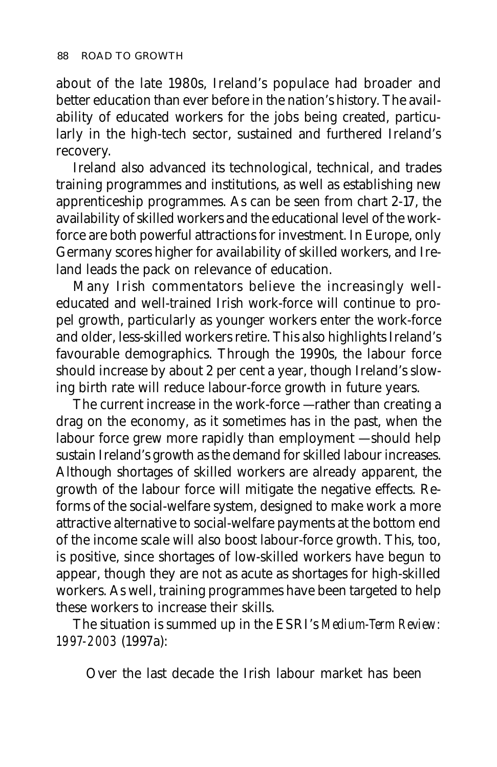about of the late 1980s, Ireland's populace had broader and better education than ever before in the nation's history. The availability of educated workers for the jobs being created, particularly in the high-tech sector, sustained and furthered Ireland's recovery.

Ireland also advanced its technological, technical, and trades training programmes and institutions, as well as establishing new apprenticeship programmes. As can be seen from chart 2-17, the availability of skilled workers and the educational level of the work-force are both powerful attractions for investment. In Europe, only Germany scores higher for availability of skilled workers, and Ireland leads the pack on relevance of education.

Many Irish commentators believe the increasingly well-educated and well-trained Irish work-force will continue to propel growth, particularly as younger workers enter the work-force and older, less-skilled workers retire. This also highlights Ireland's favourable demographics. Through the 1990s, the labour force should increase by about 2 per cent a year, though Ireland's slowing birth rate will reduce labour-force growth in future years.

The current increase in the work-force —rather than creating a drag on the economy, as it sometimes has in the past, when the labour force grew more rapidly than employment —should help sustain Ireland's growth as the demand for skilled labour increases. Although shortages of skilled workers are already apparent, the growth of the labour force will mitigate the negative effects. Reforms of the social-welfare system, designed to make work a more attractive alternative to social-welfare payments at the bottom end of the income scale will also boost labour-force growth. This, too, is positive, since shortages of low-skilled workers have begun to appear, though they are not as acute as shortages for high-skilled workers. As well, training programmes have been targeted to help these workers to increase their skills.

The situation is summed up in the ESRI's *Medium-Term Review: 1997-2003* (1997a):

> Over the last decade the Irish labour market has been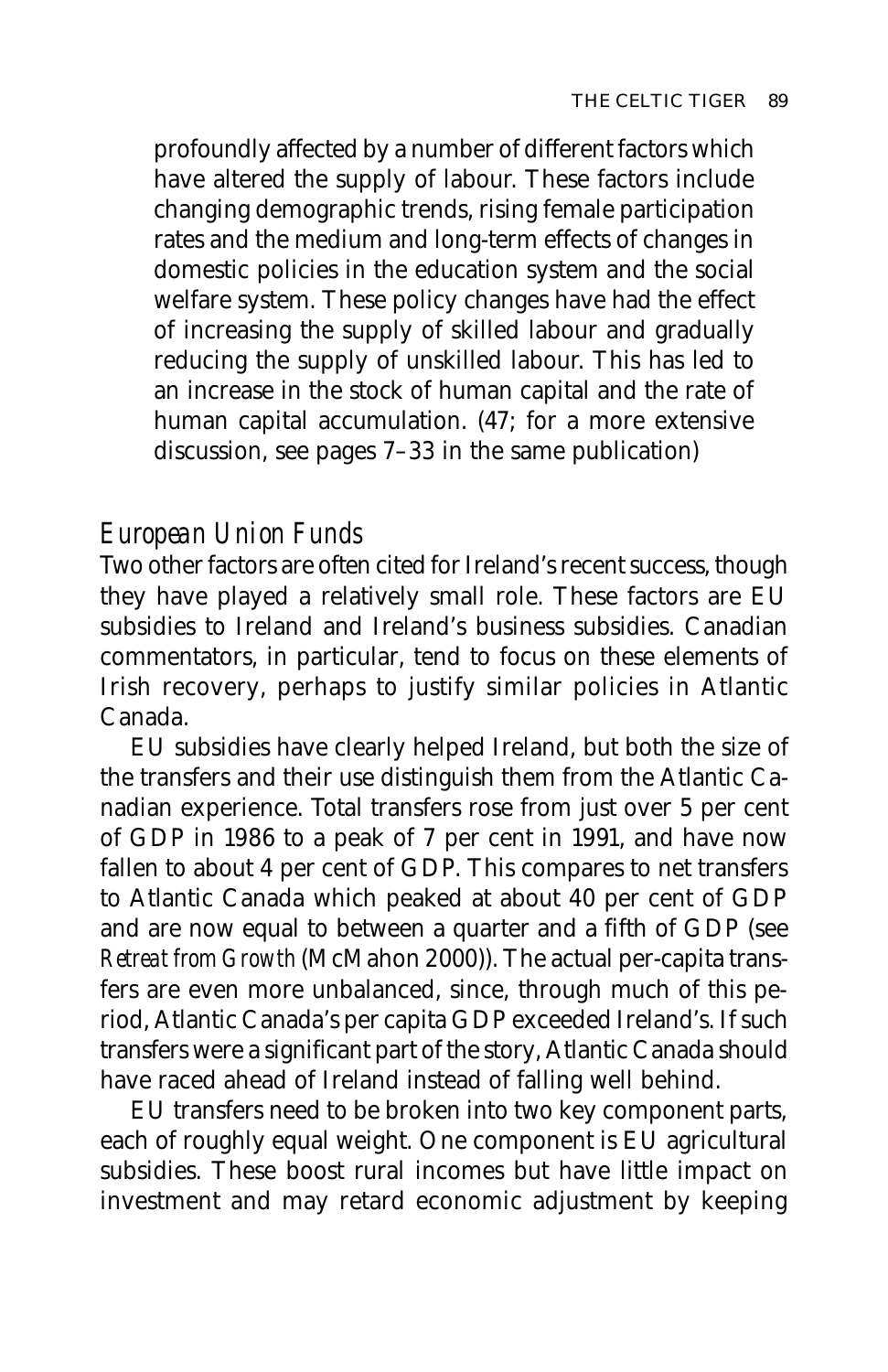> profoundly affected by a number of different factors which have altered the supply of labour. These factors include changing demographic trends, rising female participation rates and the medium and long-term effects of changes in domestic policies in the education system and the social welfare system. These policy changes have had the effect of increasing the supply of skilled labour and gradually reducing the supply of unskilled labour. This has led to an increase in the stock of human capital and the rate of human capital accumulation. (47; for a more extensive discussion, see pages 7–33 in the same publication)

### *European Union Funds*

Two other factors are often cited for Ireland's recent success, though they have played a relatively small role. These factors are EU subsidies to Ireland and Ireland's business subsidies. Canadian commentators, in particular, tend to focus on these elements of Irish recovery, perhaps to justify similar policies in Atlantic Canada.

EU subsidies have clearly helped Ireland, but both the size of the transfers and their use distinguish them from the Atlantic Canadian experience. Total transfers rose from just over 5 per cent of GDP in 1986 to a peak of 7 per cent in 1991, and have now fallen to about 4 per cent of GDP. This compares to net transfers to Atlantic Canada which peaked at about 40 per cent of GDP and are now equal to between a quarter and a fifth of GDP (see *Retreat from Growth* (McMahon 2000)). The actual per-capita transfers are even more unbalanced, since, through much of this period, Atlantic Canada's per capita GDP exceeded Ireland's. If such transfers were a significant part of the story, Atlantic Canada should have raced ahead of Ireland instead of falling well behind.

EU transfers need to be broken into two key component parts, each of roughly equal weight. One component is EU agricultural subsidies. These boost rural incomes but have little impact on investment and may retard economic adjustment by keeping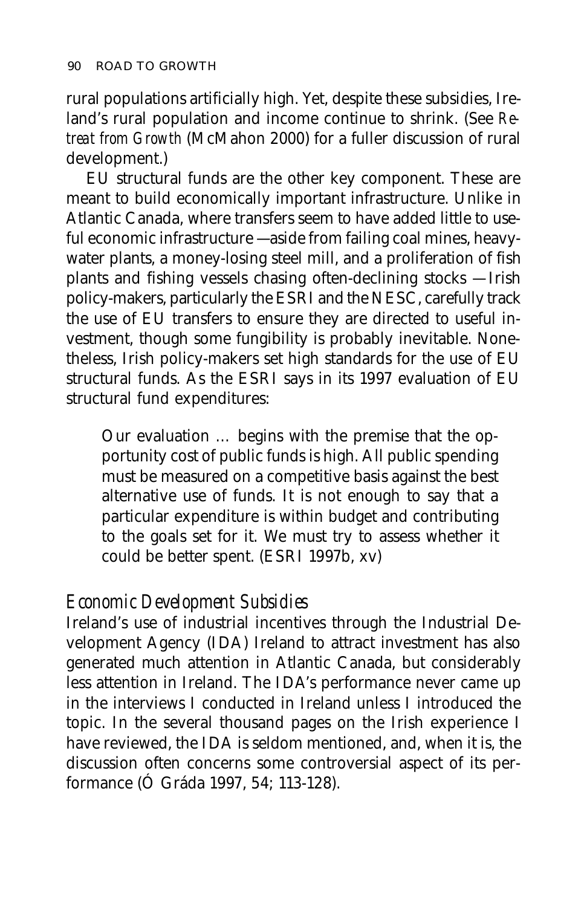rural populations artificially high. Yet, despite these subsidies, Ireland's rural population and income continue to shrink. (See *Retreat from Growth* (McMahon 2000) for a fuller discussion of rural development.)

EU structural funds are the other key component. These are meant to build economically important infrastructure. Unlike in Atlantic Canada, where transfers seem to have added little to useful economic infrastructure — aside from failing coal mines, heavy-water plants, a money-losing steel mill, and a proliferation of fish plants and fishing vessels chasing often-declining stocks — Irish policy-makers, particularly the ESRI and the NESC, carefully track the use of EU transfers to ensure they are directed to useful investment, though some fungibility is probably inevitable. Nonetheless, Irish policy-makers set high standards for the use of EU structural funds. As the ESRI says in its 1997 evaluation of EU structural fund expenditures:

> Our evaluation … begins with the premise that the opportunity cost of public funds is high. All public spending must be measured on a competitive basis against the best alternative use of funds. It is not enough to say that a particular expenditure is within budget and contributing to the goals set for it. We must try to assess whether it could be better spent. (ESRI 1997b, xv)

### *Economic Development Subsidies*

Ireland's use of industrial incentives through the Industrial Development Agency (IDA) Ireland to attract investment has also generated much attention in Atlantic Canada, but considerably less attention in Ireland. The IDA's performance never came up in the interviews I conducted in Ireland unless I introduced the topic. In the several thousand pages on the Irish experience I have reviewed, the IDA is seldom mentioned, and, when it is, the discussion often concerns some controversial aspect of its performance (Ó Gráda 1997, 54; 113-128).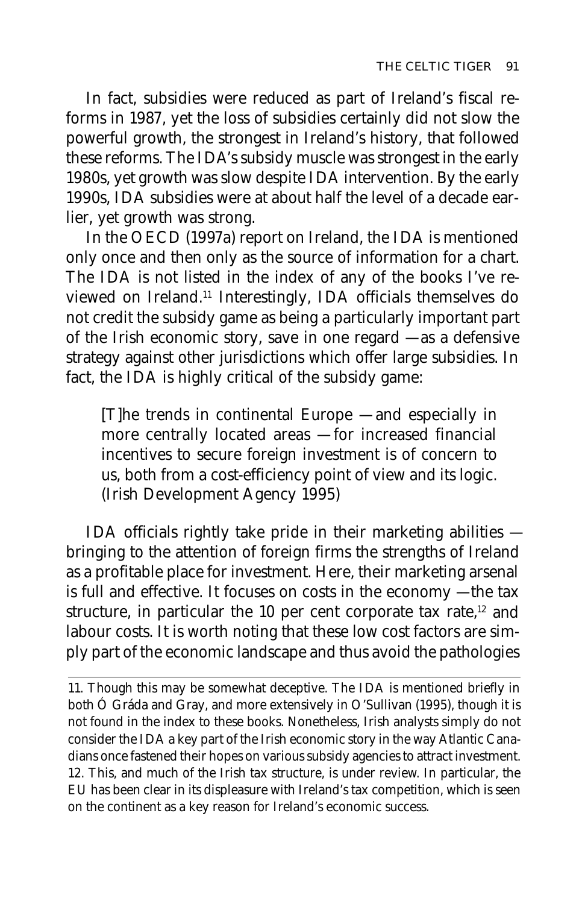In fact, subsidies were reduced as part of Ireland's fiscal reforms in 1987, yet the loss of subsidies certainly did not slow the powerful growth, the strongest in Ireland's history, that followed these reforms. The IDA's subsidy muscle was strongest in the early 1980s, yet growth was slow despite IDA intervention. By the early 1990s, IDA subsidies were at about half the level of a decade earlier, yet growth was strong.

In the OECD (1997a) report on Ireland, the IDA is mentioned only once and then only as the source of information for a chart. The IDA is not listed in the index of any of the books I've reviewed on Ireland.[11] Interestingly, IDA officials themselves do not credit the subsidy game as being a particularly important part of the Irish economic story, save in one regard — as a defensive strategy against other jurisdictions which offer large subsidies. In fact, the IDA is highly critical of the subsidy game:

> [T]he trends in continental Europe — and especially in more centrally located areas — for increased financial incentives to secure foreign investment is of concern to us, both from a cost-efficiency point of view and its logic. (Irish Development Agency 1995)

IDA officials rightly take pride in their marketing abilities — bringing to the attention of foreign firms the strengths of Ireland as a profitable place for investment. Here, their marketing arsenal is full and effective. It focuses on costs in the economy — the tax structure, in particular the 10 per cent corporate tax rate,[12] and labour costs. It is worth noting that these low cost factors are simply part of the economic landscape and thus avoid the pathologies

---

11. Though this may be somewhat deceptive. The IDA is mentioned briefly in both Ó Gráda and Gray, and more extensively in O'Sullivan (1995), though it is not found in the index to these books. Nonetheless, Irish analysts simply do not consider the IDA a key part of the Irish economic story in the way Atlantic Canadians once fastened their hopes on various subsidy agencies to attract investment.

12. This, and much of the Irish tax structure, is under review. In particular, the EU has been clear in its displeasure with Ireland's tax competition, which is seen on the continent as a key reason for Ireland's economic success.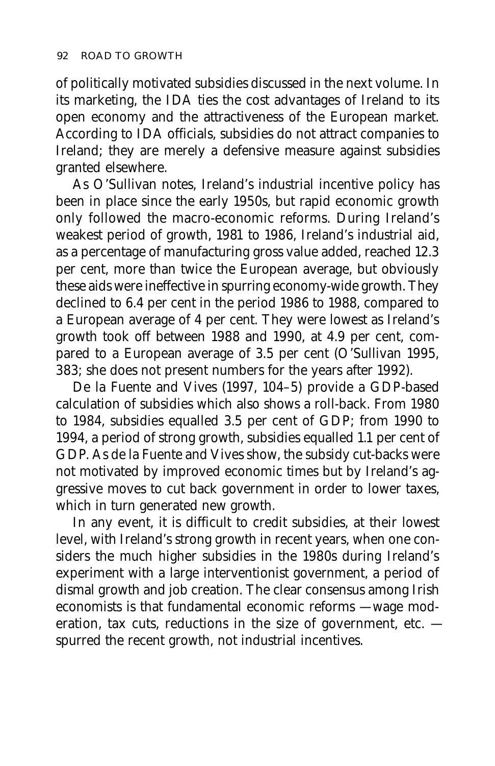of politically motivated subsidies discussed in the next volume. In its marketing, the IDA ties the cost advantages of Ireland to its open economy and the attractiveness of the European market. According to IDA officials, subsidies do not attract companies to Ireland; they are merely a defensive measure against subsidies granted elsewhere.

As O'Sullivan notes, Ireland's industrial incentive policy has been in place since the early 1950s, but rapid economic growth only followed the macro-economic reforms. During Ireland's weakest period of growth, 1981 to 1986, Ireland's industrial aid, as a percentage of manufacturing gross value added, reached 12.3 per cent, more than twice the European average, but obviously these aids were ineffective in spurring economy-wide growth. They declined to 6.4 per cent in the period 1986 to 1988, compared to a European average of 4 per cent. They were lowest as Ireland's growth took off between 1988 and 1990, at 4.9 per cent, compared to a European average of 3.5 per cent (O'Sullivan 1995, 383; she does not present numbers for the years after 1992).

De la Fuente and Vives (1997, 104–5) provide a GDP-based calculation of subsidies which also shows a roll-back. From 1980 to 1984, subsidies equalled 3.5 per cent of GDP; from 1990 to 1994, a period of strong growth, subsidies equalled 1.1 per cent of GDP. As de la Fuente and Vives show, the subsidy cut-backs were not motivated by improved economic times but by Ireland's aggressive moves to cut back government in order to lower taxes, which in turn generated new growth.

In any event, it is difficult to credit subsidies, at their lowest level, with Ireland's strong growth in recent years, when one considers the much higher subsidies in the 1980s during Ireland's experiment with a large interventionist government, a period of dismal growth and job creation. The clear consensus among Irish economists is that fundamental economic reforms —wage moderation, tax cuts, reductions in the size of government, etc. — spurred the recent growth, not industrial incentives.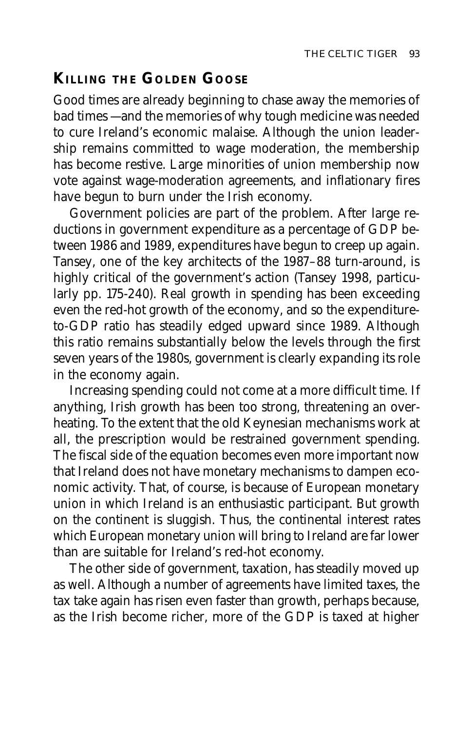## Killing the Golden Goose

Good times are already beginning to chase away the memories of bad times —and the memories of why tough medicine was needed to cure Ireland's economic malaise. Although the union leadership remains committed to wage moderation, the membership has become restive. Large minorities of union membership now vote against wage-moderation agreements, and inflationary fires have begun to burn under the Irish economy.

Government policies are part of the problem. After large reductions in government expenditure as a percentage of GDP between 1986 and 1989, expenditures have begun to creep up again. Tansey, one of the key architects of the 1987–88 turn-around, is highly critical of the government's action (Tansey 1998, particularly pp. 175-240). Real growth in spending has been exceeding even the red-hot growth of the economy, and so the expenditure-to-GDP ratio has steadily edged upward since 1989. Although this ratio remains substantially below the levels through the first seven years of the 1980s, government is clearly expanding its role in the economy again.

Increasing spending could not come at a more difficult time. If anything, Irish growth has been too strong, threatening an overheating. To the extent that the old Keynesian mechanisms work at all, the prescription would be restrained government spending. The fiscal side of the equation becomes even more important now that Ireland does not have monetary mechanisms to dampen economic activity. That, of course, is because of European monetary union in which Ireland is an enthusiastic participant. But growth on the continent is sluggish. Thus, the continental interest rates which European monetary union will bring to Ireland are far lower than are suitable for Ireland's red-hot economy.

The other side of government, taxation, has steadily moved up as well. Although a number of agreements have limited taxes, the tax take again has risen even faster than growth, perhaps because, as the Irish become richer, more of the GDP is taxed at higher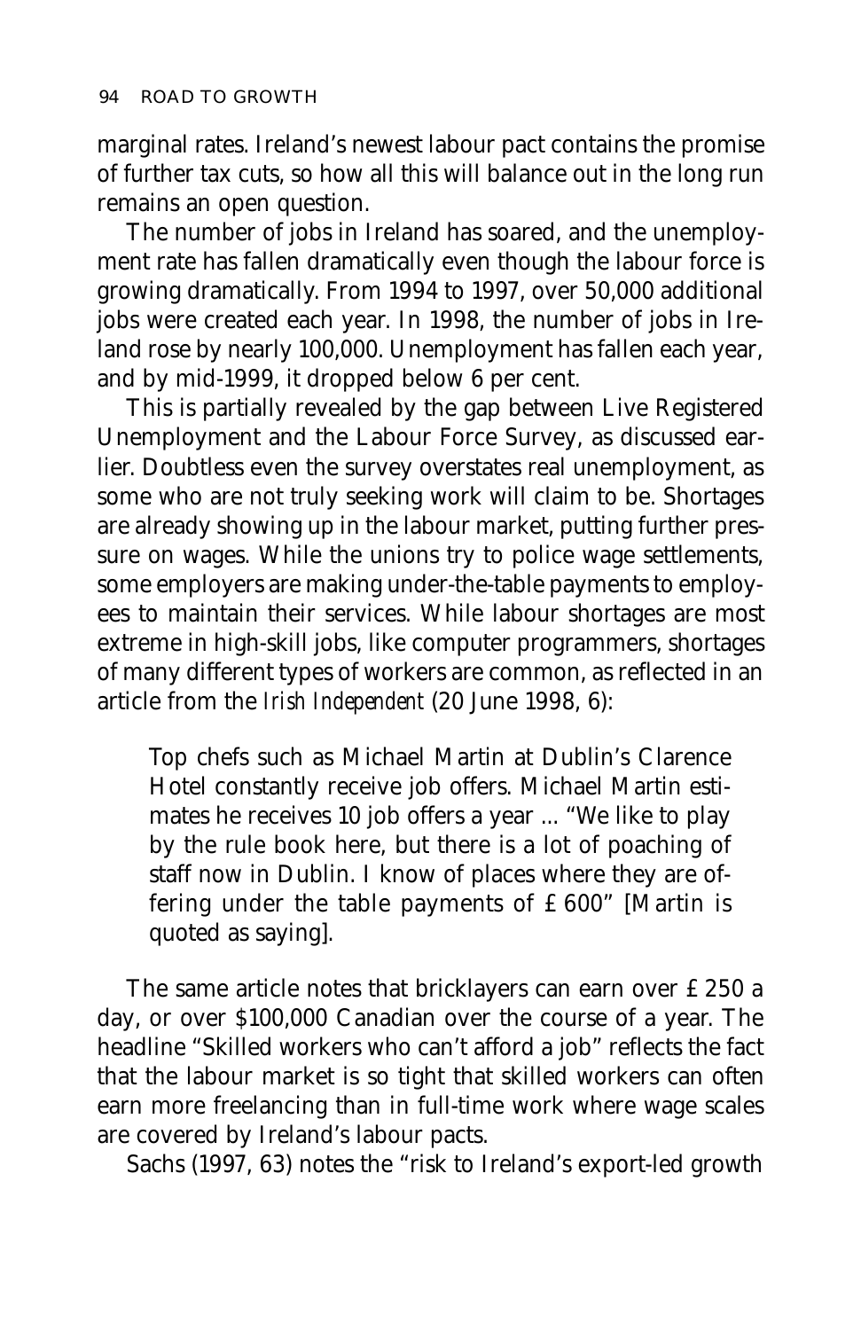marginal rates. Ireland's newest labour pact contains the promise of further tax cuts, so how all this will balance out in the long run remains an open question.

The number of jobs in Ireland has soared, and the unemployment rate has fallen dramatically even though the labour force is growing dramatically. From 1994 to 1997, over 50,000 additional jobs were created each year. In 1998, the number of jobs in Ireland rose by nearly 100,000. Unemployment has fallen each year, and by mid-1999, it dropped below 6 per cent.

This is partially revealed by the gap between Live Registered Unemployment and the Labour Force Survey, as discussed earlier. Doubtless even the survey overstates real unemployment, as some who are not truly seeking work will claim to be. Shortages are already showing up in the labour market, putting further pressure on wages. While the unions try to police wage settlements, some employers are making under-the-table payments to employees to maintain their services. While labour shortages are most extreme in high-skill jobs, like computer programmers, shortages of many different types of workers are common, as reflected in an article from the *Irish Independent* (20 June 1998, 6):

> Top chefs such as Michael Martin at Dublin's Clarence Hotel constantly receive job offers. Michael Martin estimates he receives 10 job offers a year ... "We like to play by the rule book here, but there is a lot of poaching of staff now in Dublin. I know of places where they are offering under the table payments of £600" [Martin is quoted as saying].

The same article notes that bricklayers can earn over £250 a day, or over $100,000 Canadian over the course of a year. The headline "Skilled workers who can't afford a job" reflects the fact that the labour market is so tight that skilled workers can often earn more freelancing than in full-time work where wage scales are covered by Ireland's labour pacts.

Sachs (1997, 63) notes the "risk to Ireland's export-led growth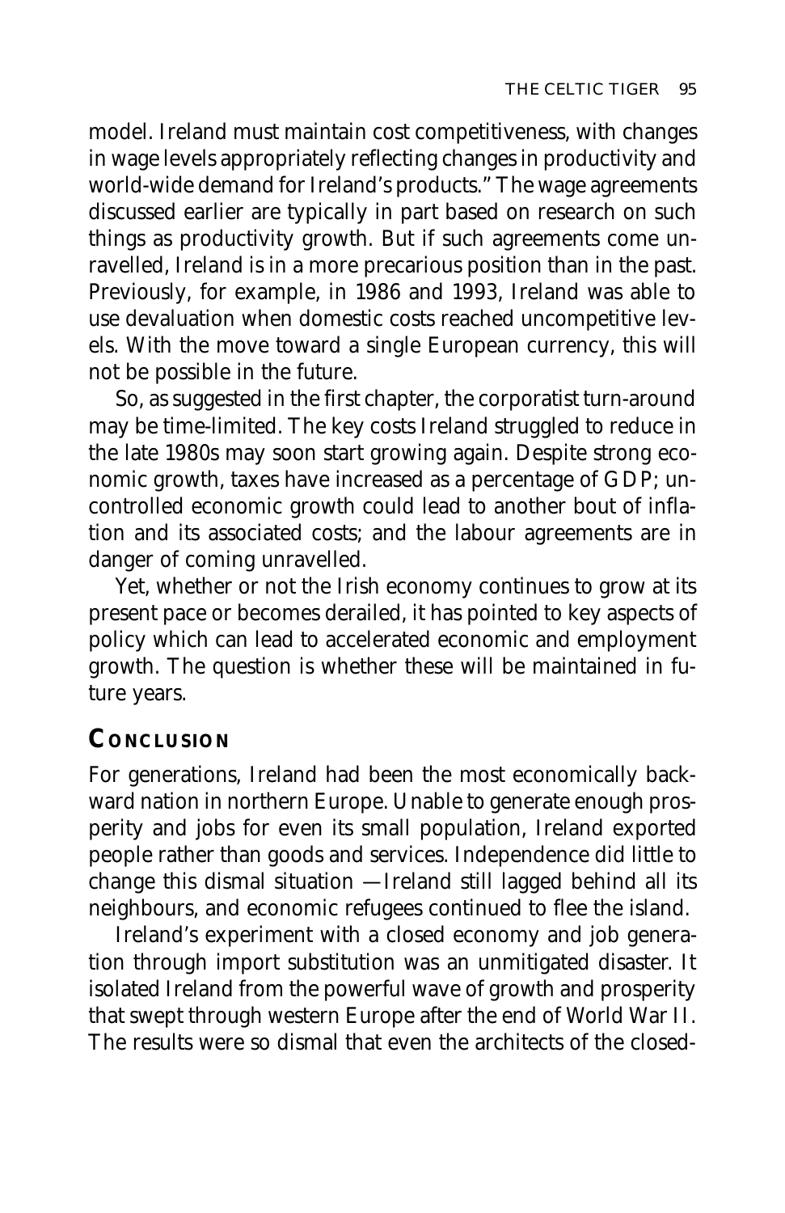model. Ireland must maintain cost competitiveness, with changes in wage levels appropriately reflecting changes in productivity and world-wide demand for Ireland's products." The wage agreements discussed earlier are typically in part based on research on such things as productivity growth. But if such agreements come unravelled, Ireland is in a more precarious position than in the past. Previously, for example, in 1986 and 1993, Ireland was able to use devaluation when domestic costs reached uncompetitive levels. With the move toward a single European currency, this will not be possible in the future.

So, as suggested in the first chapter, the corporatist turn-around may be time-limited. The key costs Ireland struggled to reduce in the late 1980s may soon start growing again. Despite strong economic growth, taxes have increased as a percentage of GDP; uncontrolled economic growth could lead to another bout of inflation and its associated costs; and the labour agreements are in danger of coming unravelled.

Yet, whether or not the Irish economy continues to grow at its present pace or becomes derailed, it has pointed to key aspects of policy which can lead to accelerated economic and employment growth. The question is whether these will be maintained in future years.

## Conclusion

For generations, Ireland had been the most economically backward nation in northern Europe. Unable to generate enough prosperity and jobs for even its small population, Ireland exported people rather than goods and services. Independence did little to change this dismal situation —Ireland still lagged behind all its neighbours, and economic refugees continued to flee the island.

Ireland's experiment with a closed economy and job generation through import substitution was an unmitigated disaster. It isolated Ireland from the powerful wave of growth and prosperity that swept through western Europe after the end of World War II. The results were so dismal that even the architects of the closed-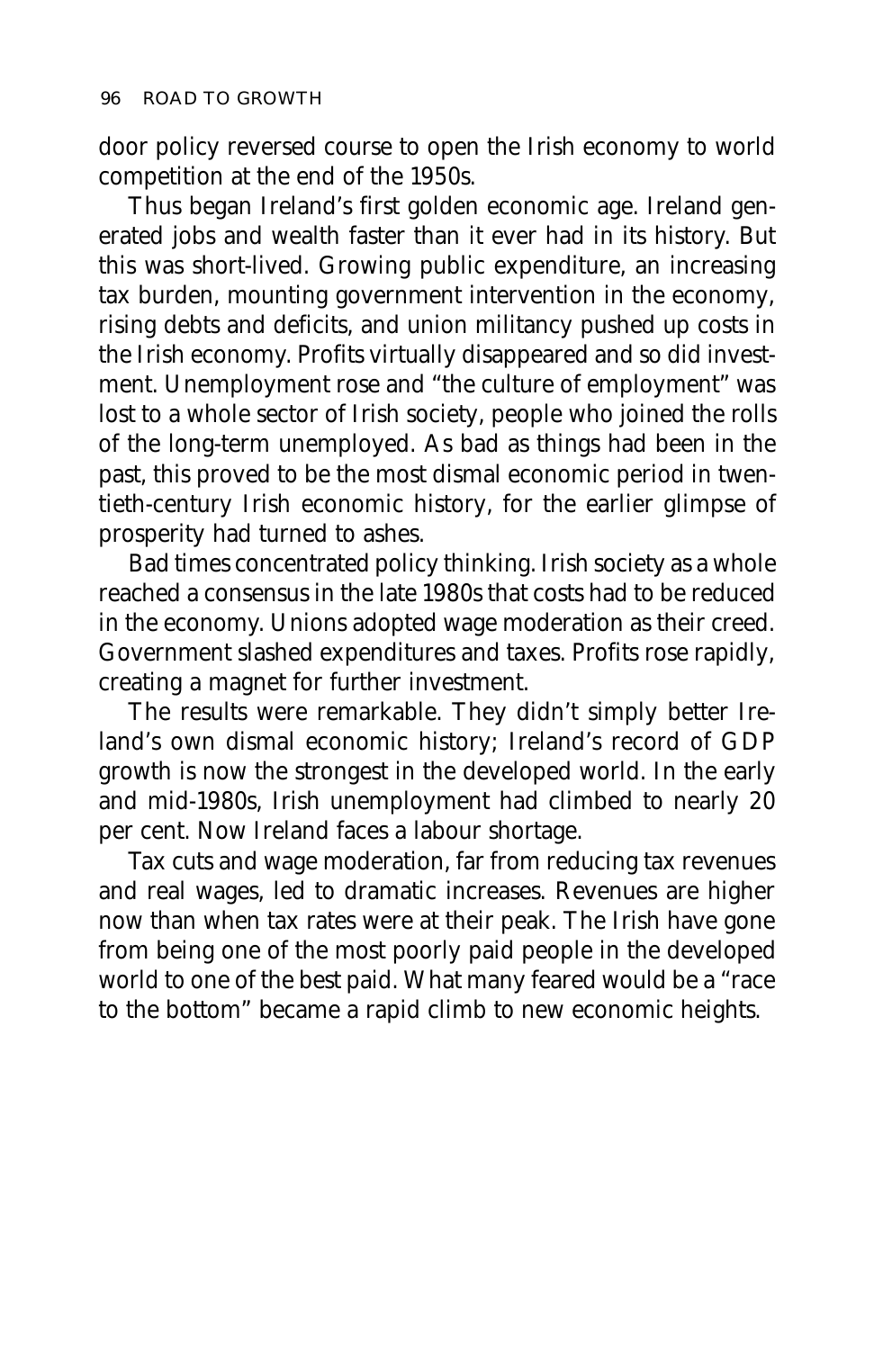door policy reversed course to open the Irish economy to world competition at the end of the 1950s.

Thus began Ireland's first golden economic age. Ireland generated jobs and wealth faster than it ever had in its history. But this was short-lived. Growing public expenditure, an increasing tax burden, mounting government intervention in the economy, rising debts and deficits, and union militancy pushed up costs in the Irish economy. Profits virtually disappeared and so did investment. Unemployment rose and "the culture of employment" was lost to a whole sector of Irish society, people who joined the rolls of the long-term unemployed. As bad as things had been in the past, this proved to be the most dismal economic period in twentieth-century Irish economic history, for the earlier glimpse of prosperity had turned to ashes.

Bad times concentrated policy thinking. Irish society as a whole reached a consensus in the late 1980s that costs had to be reduced in the economy. Unions adopted wage moderation as their creed. Government slashed expenditures and taxes. Profits rose rapidly, creating a magnet for further investment.

The results were remarkable. They didn't simply better Ireland's own dismal economic history; Ireland's record of GDP growth is now the strongest in the developed world. In the early and mid-1980s, Irish unemployment had climbed to nearly 20 per cent. Now Ireland faces a labour shortage.

Tax cuts and wage moderation, far from reducing tax revenues and real wages, led to dramatic increases. Revenues are higher now than when tax rates were at their peak. The Irish have gone from being one of the most poorly paid people in the developed world to one of the best paid. What many feared would be a "race to the bottom" became a rapid climb to new economic heights.